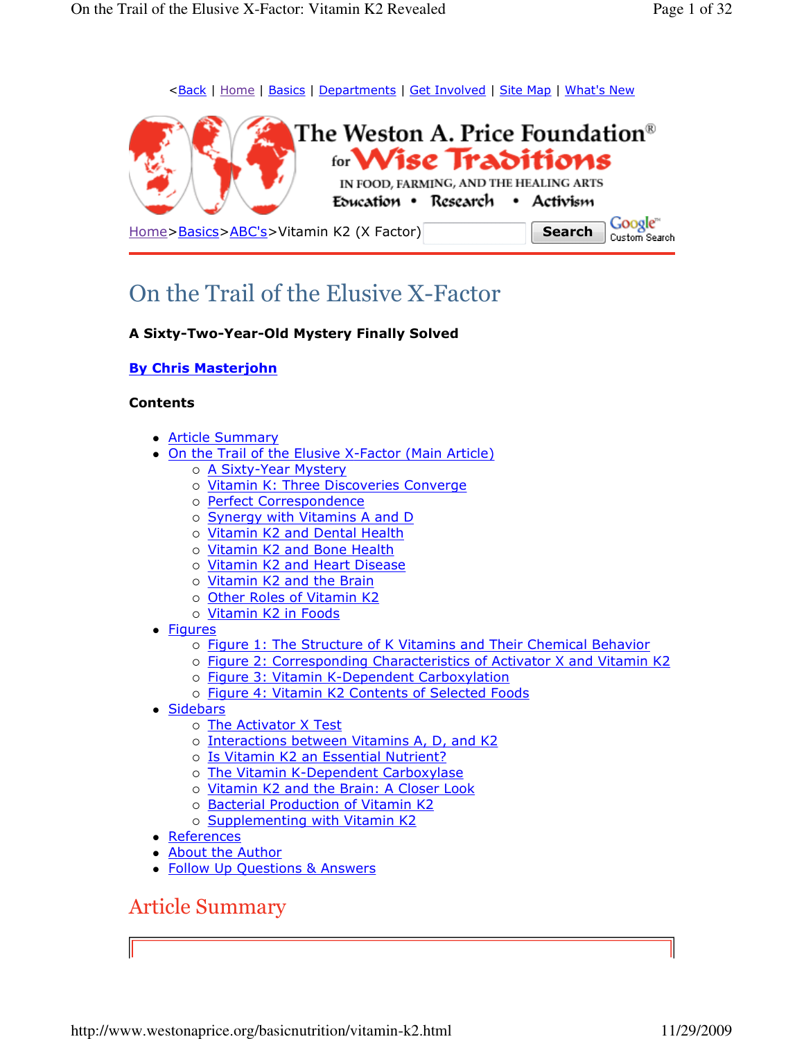<Back | Home | Basics | Departments | Get Involved | Site Map | What's New

The Weston A. Price Foundation® for Wise Traditions IN FOOD, FARMING, AND THE HEALING ARTS

Education • Research • Activism

Home>Basics>ABC's>Vitamin K2 (X Factor)

# On the Trail of the Elusive X-Factor

**A Sixty-Two-Year-Old Mystery Finally Solved**

**By Chris Masterjohn**

**Contents**

- Article Summary
- On the Trail of the Elusive X-Factor (Main Article)
  - A Sixty-Year Mystery
  - Vitamin K: Three Discoveries Converge
  - Perfect Correspondence
  - Synergy with Vitamins A and D
  - Vitamin K2 and Dental Health
  - Vitamin K2 and Bone Health
  - Vitamin K2 and Heart Disease
  - Vitamin K2 and the Brain
  - Other Roles of Vitamin K2
  - Vitamin K2 in Foods
- Figures
  - Figure 1: The Structure of K Vitamins and Their Chemical Behavior
  - Figure 2: Corresponding Characteristics of Activator X and Vitamin K2
  - Figure 3: Vitamin K-Dependent Carboxylation
  - Figure 4: Vitamin K2 Contents of Selected Foods
- Sidebars
  - The Activator X Test
  - Interactions between Vitamins A, D, and K2
  - Is Vitamin K2 an Essential Nutrient?
  - The Vitamin K-Dependent Carboxylase
  - Vitamin K2 and the Brain: A Closer Look
  - Bacterial Production of Vitamin K2
  - Supplementing with Vitamin K2
- References
- About the Author
- Follow Up Questions & Answers

## Article Summary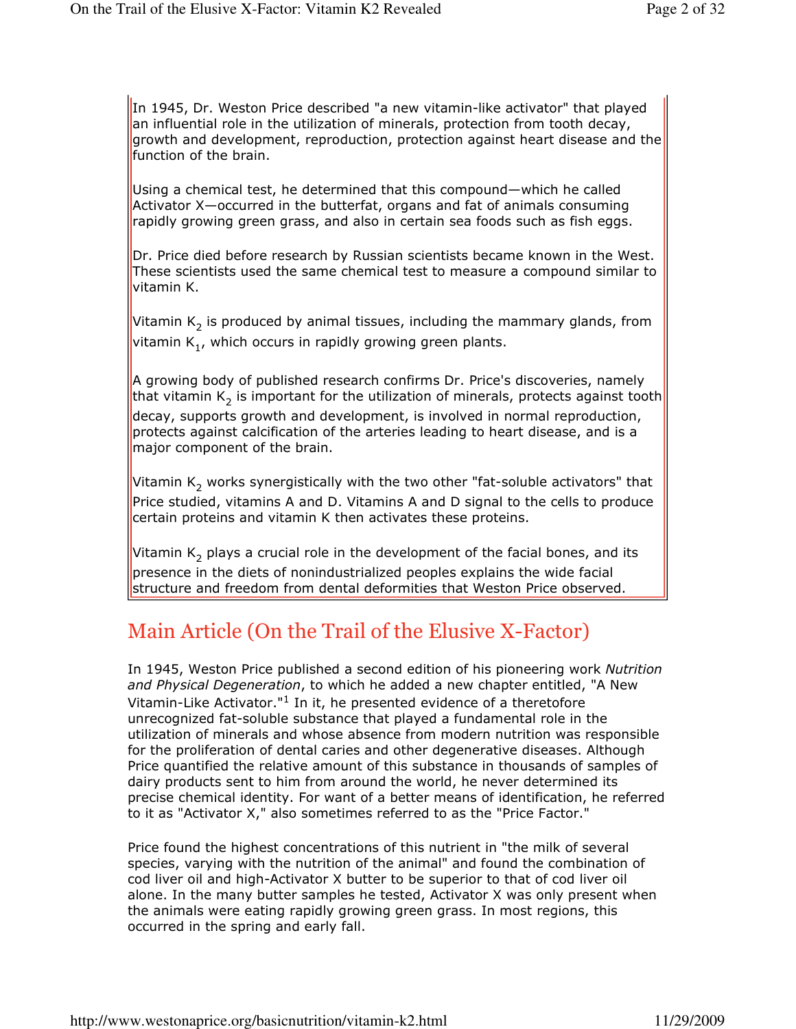In 1945, Dr. Weston Price described "a new vitamin-like activator" that played an influential role in the utilization of minerals, protection from tooth decay, growth and development, reproduction, protection against heart disease and the function of the brain.

Using a chemical test, he determined that this compound—which he called Activator X—occurred in the butterfat, organs and fat of animals consuming rapidly growing green grass, and also in certain sea foods such as fish eggs.

Dr. Price died before research by Russian scientists became known in the West. These scientists used the same chemical test to measure a compound similar to vitamin K.

Vitamin $K_2$ is produced by animal tissues, including the mammary glands, from vitamin $K_1$, which occurs in rapidly growing green plants.

A growing body of published research confirms Dr. Price's discoveries, namely that vitamin $K_2$ is important for the utilization of minerals, protects against tooth decay, supports growth and development, is involved in normal reproduction, protects against calcification of the arteries leading to heart disease, and is a major component of the brain.

Vitamin $K_2$ works synergistically with the two other "fat-soluble activators" that Price studied, vitamins A and D. Vitamins A and D signal to the cells to produce certain proteins and vitamin K then activates these proteins.

Vitamin $K_2$ plays a crucial role in the development of the facial bones, and its presence in the diets of nonindustrialized peoples explains the wide facial structure and freedom from dental deformities that Weston Price observed.

## Main Article (On the Trail of the Elusive X-Factor)

In 1945, Weston Price published a second edition of his pioneering work *Nutrition and Physical Degeneration*, to which he added a new chapter entitled, "A New Vitamin-Like Activator."[1] In it, he presented evidence of a theretofore unrecognized fat-soluble substance that played a fundamental role in the utilization of minerals and whose absence from modern nutrition was responsible for the proliferation of dental caries and other degenerative diseases. Although Price quantified the relative amount of this substance in thousands of samples of dairy products sent to him from around the world, he never determined its precise chemical identity. For want of a better means of identification, he referred to it as "Activator X," also sometimes referred to as the "Price Factor."

Price found the highest concentrations of this nutrient in "the milk of several species, varying with the nutrition of the animal" and found the combination of cod liver oil and high-Activator X butter to be superior to that of cod liver oil alone. In the many butter samples he tested, Activator X was only present when the animals were eating rapidly growing green grass. In most regions, this occurred in the spring and early fall.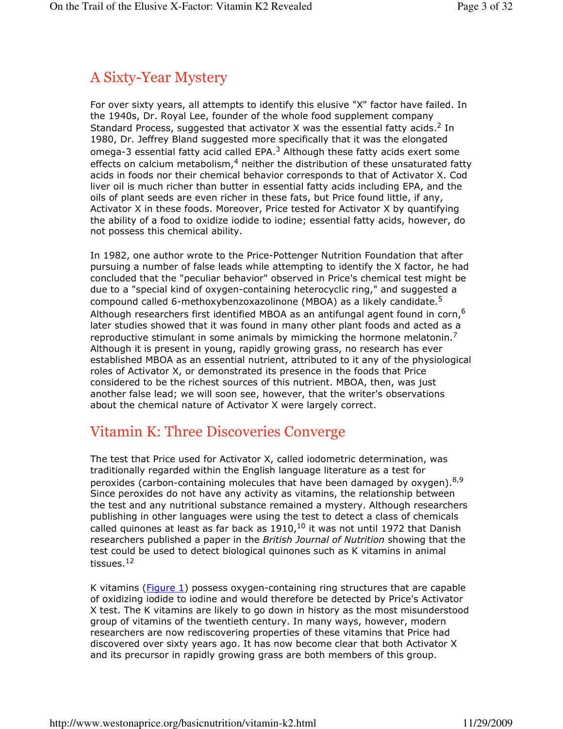## A Sixty-Year Mystery

For over sixty years, all attempts to identify this elusive "X" factor have failed. In the 1940s, Dr. Royal Lee, founder of the whole food supplement company Standard Process, suggested that activator X was the essential fatty acids.[2] In 1980, Dr. Jeffrey Bland suggested more specifically that it was the elongated omega-3 essential fatty acid called EPA.[3] Although these fatty acids exert some effects on calcium metabolism,[4] neither the distribution of these unsaturated fatty acids in foods nor their chemical behavior corresponds to that of Activator X. Cod liver oil is much richer than butter in essential fatty acids including EPA, and the oils of plant seeds are even richer in these fats, but Price found little, if any, Activator X in these foods. Moreover, Price tested for Activator X by quantifying the ability of a food to oxidize iodide to iodine; essential fatty acids, however, do not possess this chemical ability.

In 1982, one author wrote to the Price-Pottenger Nutrition Foundation that after pursuing a number of false leads while attempting to identify the X factor, he had concluded that the "peculiar behavior" observed in Price's chemical test might be due to a "special kind of oxygen-containing heterocyclic ring," and suggested a compound called 6-methoxybenzoxazolinone (MBOA) as a likely candidate.[5] Although researchers first identified MBOA as an antifungal agent found in corn,[6] later studies showed that it was found in many other plant foods and acted as a reproductive stimulant in some animals by mimicking the hormone melatonin.[7] Although it is present in young, rapidly growing grass, no research has ever established MBOA as an essential nutrient, attributed to it any of the physiological roles of Activator X, or demonstrated its presence in the foods that Price considered to be the richest sources of this nutrient. MBOA, then, was just another false lead; we will soon see, however, that the writer's observations about the chemical nature of Activator X were largely correct.

## Vitamin K: Three Discoveries Converge

The test that Price used for Activator X, called iodometric determination, was traditionally regarded within the English language literature as a test for peroxides (carbon-containing molecules that have been damaged by oxygen).[8,9] Since peroxides do not have any activity as vitamins, the relationship between the test and any nutritional substance remained a mystery. Although researchers publishing in other languages were using the test to detect a class of chemicals called quinones at least as far back as 1910,[10] it was not until 1972 that Danish researchers published a paper in the *British Journal of Nutrition* showing that the test could be used to detect biological quinones such as K vitamins in animal tissues.[12]

K vitamins (Figure 1) possess oxygen-containing ring structures that are capable of oxidizing iodide to iodine and would therefore be detected by Price's Activator X test. The K vitamins are likely to go down in history as the most misunderstood group of vitamins of the twentieth century. In many ways, however, modern researchers are now rediscovering properties of these vitamins that Price had discovered over sixty years ago. It has now become clear that both Activator X and its precursor in rapidly growing grass are both members of this group.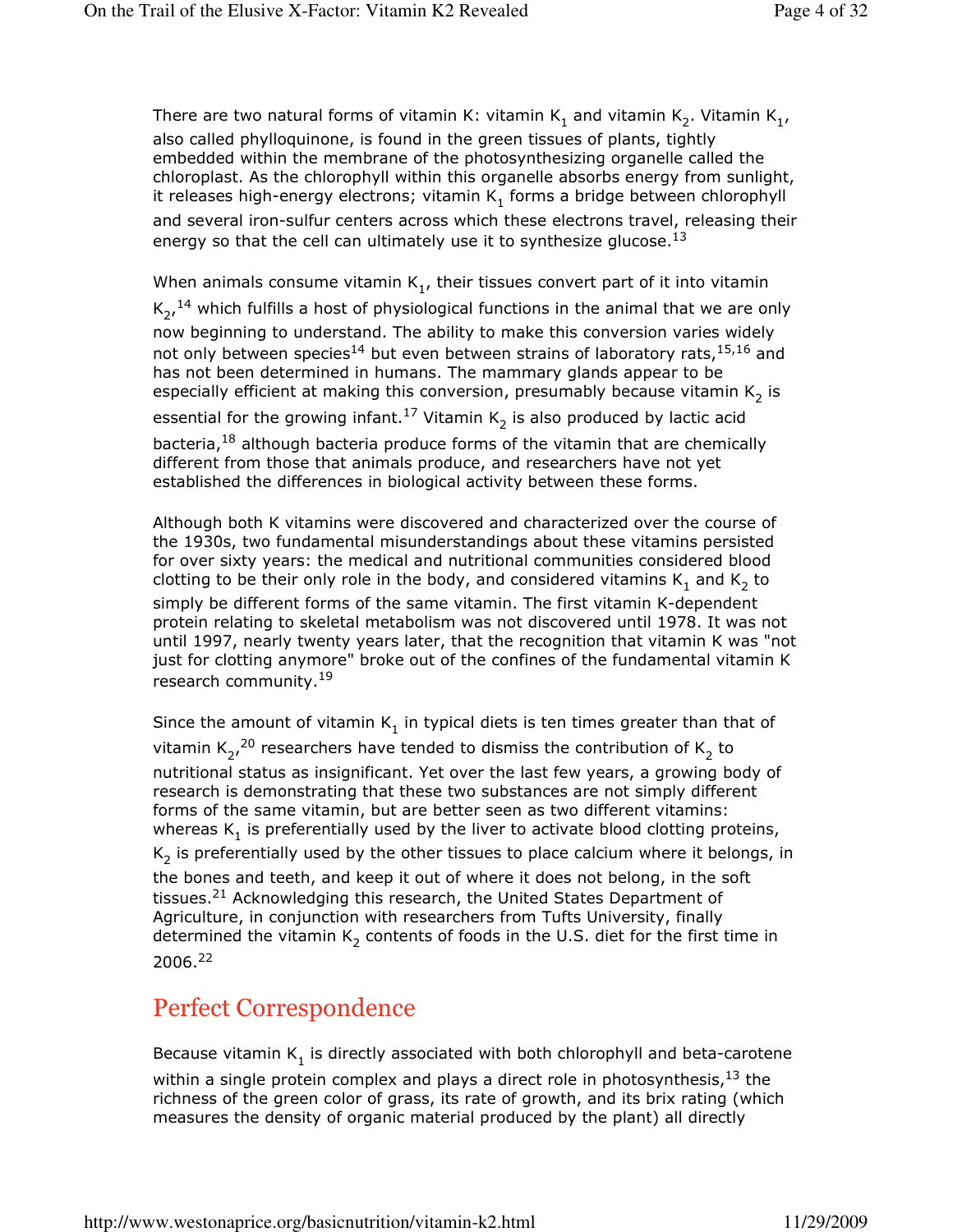There are two natural forms of vitamin K: vitamin $K_1$ and vitamin $K_2$. Vitamin $K_1$, also called phylloquinone, is found in the green tissues of plants, tightly embedded within the membrane of the photosynthesizing organelle called the chloroplast. As the chlorophyll within this organelle absorbs energy from sunlight, it releases high-energy electrons; vitamin $K_1$ forms a bridge between chlorophyll and several iron-sulfur centers across which these electrons travel, releasing their energy so that the cell can ultimately use it to synthesize glucose.[13]

When animals consume vitamin $K_1$, their tissues convert part of it into vitamin $K_2$,[14] which fulfills a host of physiological functions in the animal that we are only now beginning to understand. The ability to make this conversion varies widely not only between species[14] but even between strains of laboratory rats,[15,16] and has not been determined in humans. The mammary glands appear to be especially efficient at making this conversion, presumably because vitamin $K_2$ is essential for the growing infant.[17] Vitamin $K_2$ is also produced by lactic acid bacteria,[18] although bacteria produce forms of the vitamin that are chemically different from those that animals produce, and researchers have not yet established the differences in biological activity between these forms.

Although both K vitamins were discovered and characterized over the course of the 1930s, two fundamental misunderstandings about these vitamins persisted for over sixty years: the medical and nutritional communities considered blood clotting to be their only role in the body, and considered vitamins $K_1$ and $K_2$ to simply be different forms of the same vitamin. The first vitamin K-dependent protein relating to skeletal metabolism was not discovered until 1978. It was not until 1997, nearly twenty years later, that the recognition that vitamin K was "not just for clotting anymore" broke out of the confines of the fundamental vitamin K research community.[19]

Since the amount of vitamin $K_1$ in typical diets is ten times greater than that of vitamin $K_2$,[20] researchers have tended to dismiss the contribution of $K_2$ to nutritional status as insignificant. Yet over the last few years, a growing body of research is demonstrating that these two substances are not simply different forms of the same vitamin, but are better seen as two different vitamins: whereas $K_1$ is preferentially used by the liver to activate blood clotting proteins, $K_2$ is preferentially used by the other tissues to place calcium where it belongs, in the bones and teeth, and keep it out of where it does not belong, in the soft tissues.[21] Acknowledging this research, the United States Department of Agriculture, in conjunction with researchers from Tufts University, finally determined the vitamin $K_2$ contents of foods in the U.S. diet for the first time in 2006.[22]

## Perfect Correspondence

Because vitamin $K_1$ is directly associated with both chlorophyll and beta-carotene within a single protein complex and plays a direct role in photosynthesis,[13] the richness of the green color of grass, its rate of growth, and its brix rating (which measures the density of organic material produced by the plant) all directly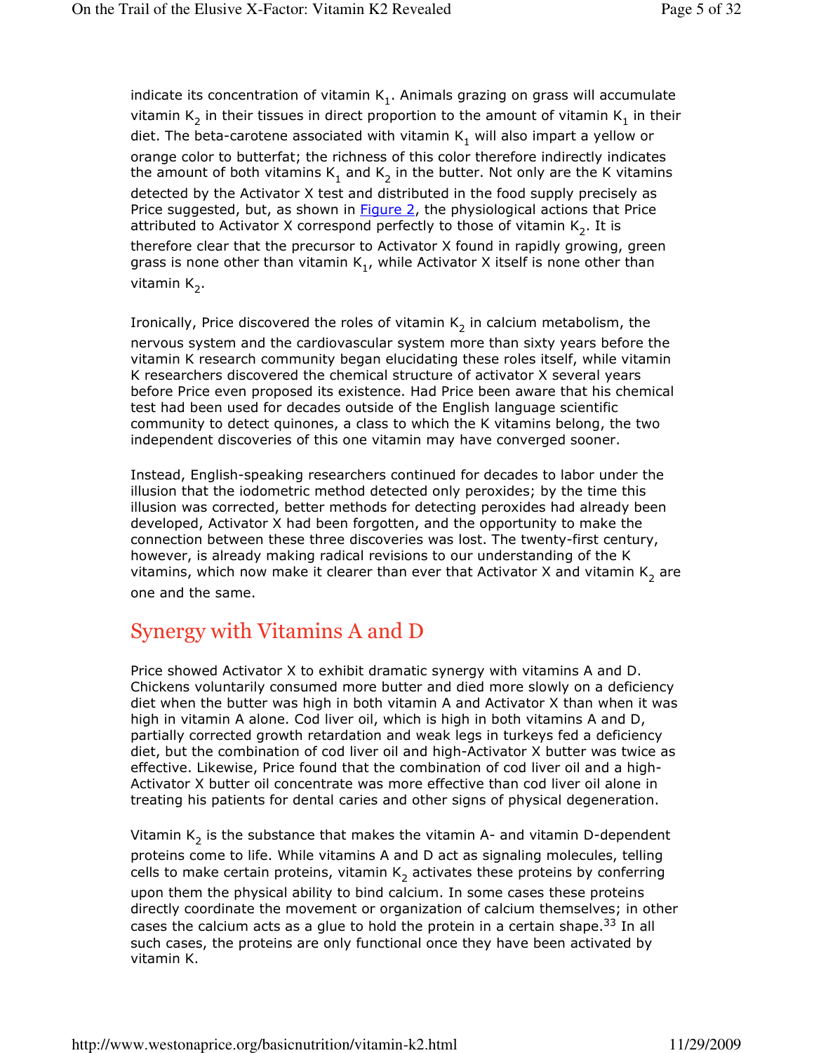indicate its concentration of vitamin $K_1$. Animals grazing on grass will accumulate vitamin $K_2$ in their tissues in direct proportion to the amount of vitamin $K_1$ in their diet. The beta-carotene associated with vitamin $K_1$ will also impart a yellow or orange color to butterfat; the richness of this color therefore indirectly indicates the amount of both vitamins $K_1$ and $K_2$ in the butter. Not only are the K vitamins detected by the Activator X test and distributed in the food supply precisely as Price suggested, but, as shown in Figure 2, the physiological actions that Price attributed to Activator X correspond perfectly to those of vitamin $K_2$. It is therefore clear that the precursor to Activator X found in rapidly growing, green grass is none other than vitamin $K_1$, while Activator X itself is none other than vitamin $K_2$.

Ironically, Price discovered the roles of vitamin $K_2$ in calcium metabolism, the nervous system and the cardiovascular system more than sixty years before the vitamin K research community began elucidating these roles itself, while vitamin K researchers discovered the chemical structure of activator X several years before Price even proposed its existence. Had Price been aware that his chemical test had been used for decades outside of the English language scientific community to detect quinones, a class to which the K vitamins belong, the two independent discoveries of this one vitamin may have converged sooner.

Instead, English-speaking researchers continued for decades to labor under the illusion that the iodometric method detected only peroxides; by the time this illusion was corrected, better methods for detecting peroxides had already been developed, Activator X had been forgotten, and the opportunity to make the connection between these three discoveries was lost. The twenty-first century, however, is already making radical revisions to our understanding of the K vitamins, which now make it clearer than ever that Activator X and vitamin $K_2$ are one and the same.

## Synergy with Vitamins A and D

Price showed Activator X to exhibit dramatic synergy with vitamins A and D. Chickens voluntarily consumed more butter and died more slowly on a deficiency diet when the butter was high in both vitamin A and Activator X than when it was high in vitamin A alone. Cod liver oil, which is high in both vitamins A and D, partially corrected growth retardation and weak legs in turkeys fed a deficiency diet, but the combination of cod liver oil and high-Activator X butter was twice as effective. Likewise, Price found that the combination of cod liver oil and a high-Activator X butter oil concentrate was more effective than cod liver oil alone in treating his patients for dental caries and other signs of physical degeneration.

Vitamin $K_2$ is the substance that makes the vitamin A- and vitamin D-dependent proteins come to life. While vitamins A and D act as signaling molecules, telling cells to make certain proteins, vitamin $K_2$ activates these proteins by conferring upon them the physical ability to bind calcium. In some cases these proteins directly coordinate the movement or organization of calcium themselves; in other cases the calcium acts as a glue to hold the protein in a certain shape.[33] In all such cases, the proteins are only functional once they have been activated by vitamin K.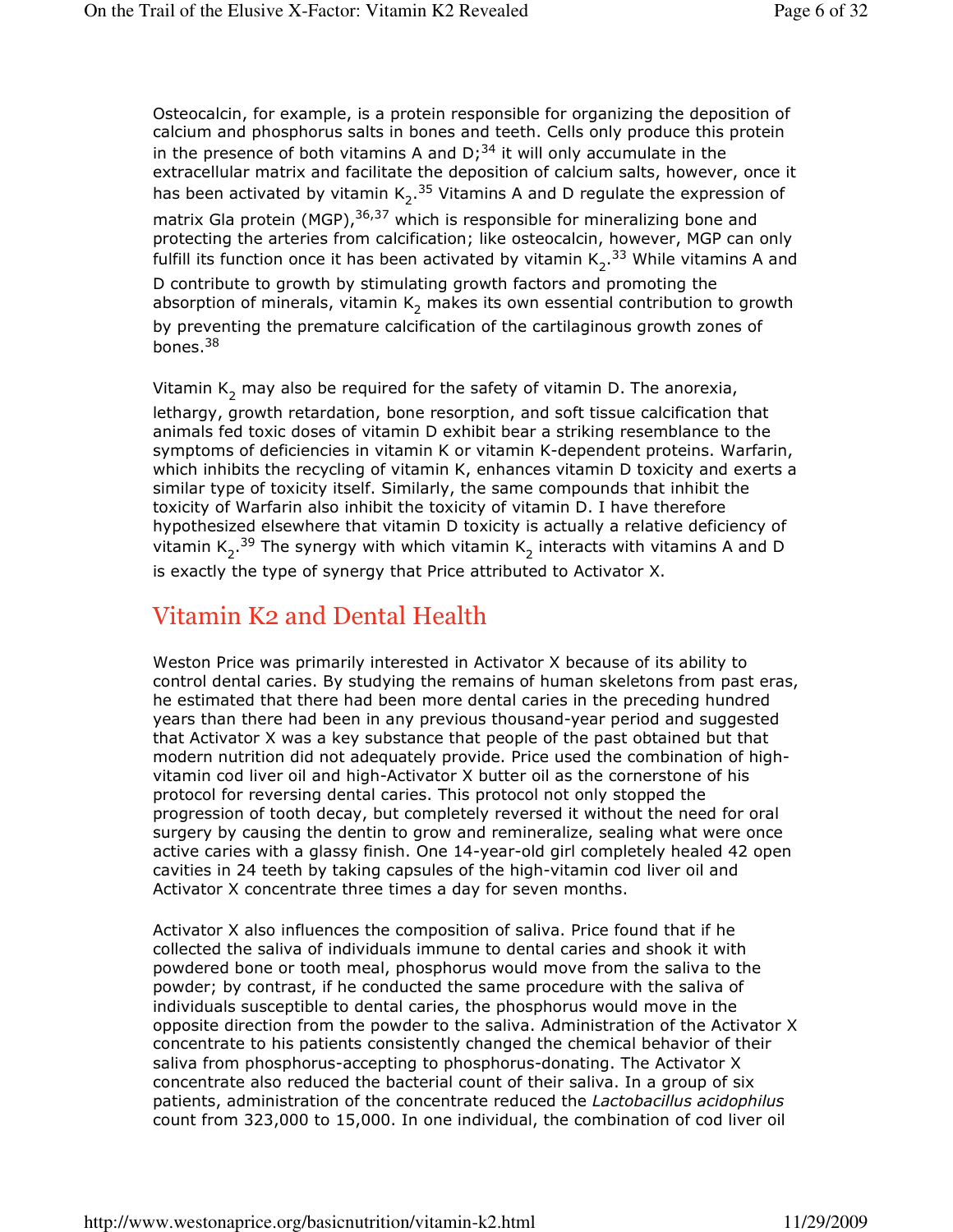Osteocalcin, for example, is a protein responsible for organizing the deposition of calcium and phosphorus salts in bones and teeth. Cells only produce this protein in the presence of both vitamins A and D;[34] it will only accumulate in the extracellular matrix and facilitate the deposition of calcium salts, however, once it has been activated by vitamin $K_2$.[35] Vitamins A and D regulate the expression of matrix Gla protein (MGP),[36,37] which is responsible for mineralizing bone and protecting the arteries from calcification; like osteocalcin, however, MGP can only fulfill its function once it has been activated by vitamin $K_2$.[33] While vitamins A and D contribute to growth by stimulating growth factors and promoting the absorption of minerals, vitamin $K_2$ makes its own essential contribution to growth by preventing the premature calcification of the cartilaginous growth zones of bones.[38]

Vitamin $K_2$ may also be required for the safety of vitamin D. The anorexia, lethargy, growth retardation, bone resorption, and soft tissue calcification that animals fed toxic doses of vitamin D exhibit bear a striking resemblance to the symptoms of deficiencies in vitamin K or vitamin K-dependent proteins. Warfarin, which inhibits the recycling of vitamin K, enhances vitamin D toxicity and exerts a similar type of toxicity itself. Similarly, the same compounds that inhibit the toxicity of Warfarin also inhibit the toxicity of vitamin D. I have therefore hypothesized elsewhere that vitamin D toxicity is actually a relative deficiency of vitamin $K_2$.[39] The synergy with which vitamin $K_2$ interacts with vitamins A and D is exactly the type of synergy that Price attributed to Activator X.

## Vitamin K2 and Dental Health

Weston Price was primarily interested in Activator X because of its ability to control dental caries. By studying the remains of human skeletons from past eras, he estimated that there had been more dental caries in the preceding hundred years than there had been in any previous thousand-year period and suggested that Activator X was a key substance that people of the past obtained but that modern nutrition did not adequately provide. Price used the combination of high-vitamin cod liver oil and high-Activator X butter oil as the cornerstone of his protocol for reversing dental caries. This protocol not only stopped the progression of tooth decay, but completely reversed it without the need for oral surgery by causing the dentin to grow and remineralize, sealing what were once active caries with a glassy finish. One 14-year-old girl completely healed 42 open cavities in 24 teeth by taking capsules of the high-vitamin cod liver oil and Activator X concentrate three times a day for seven months.

Activator X also influences the composition of saliva. Price found that if he collected the saliva of individuals immune to dental caries and shook it with powdered bone or tooth meal, phosphorus would move from the saliva to the powder; by contrast, if he conducted the same procedure with the saliva of individuals susceptible to dental caries, the phosphorus would move in the opposite direction from the powder to the saliva. Administration of the Activator X concentrate to his patients consistently changed the chemical behavior of their saliva from phosphorus-accepting to phosphorus-donating. The Activator X concentrate also reduced the bacterial count of their saliva. In a group of six patients, administration of the concentrate reduced the *Lactobacillus acidophilus* count from 323,000 to 15,000. In one individual, the combination of cod liver oil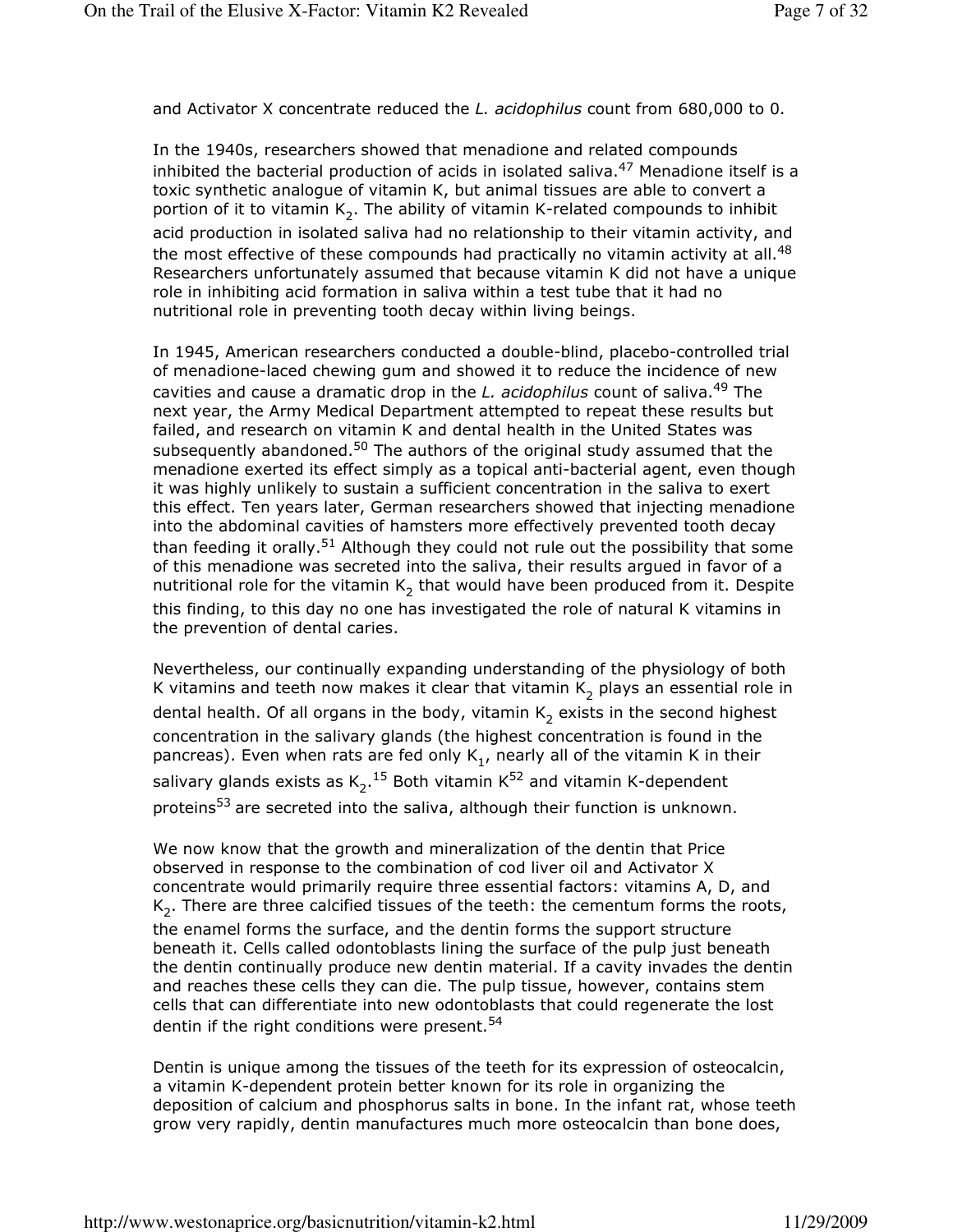and Activator X concentrate reduced the *L. acidophilus* count from 680,000 to 0.

In the 1940s, researchers showed that menadione and related compounds inhibited the bacterial production of acids in isolated saliva.[47] Menadione itself is a toxic synthetic analogue of vitamin K, but animal tissues are able to convert a portion of it to vitamin $K_2$. The ability of vitamin K-related compounds to inhibit acid production in isolated saliva had no relationship to their vitamin activity, and the most effective of these compounds had practically no vitamin activity at all.[48] Researchers unfortunately assumed that because vitamin K did not have a unique role in inhibiting acid formation in saliva within a test tube that it had no nutritional role in preventing tooth decay within living beings.

In 1945, American researchers conducted a double-blind, placebo-controlled trial of menadione-laced chewing gum and showed it to reduce the incidence of new cavities and cause a dramatic drop in the *L. acidophilus* count of saliva.[49] The next year, the Army Medical Department attempted to repeat these results but failed, and research on vitamin K and dental health in the United States was subsequently abandoned.[50] The authors of the original study assumed that the menadione exerted its effect simply as a topical anti-bacterial agent, even though it was highly unlikely to sustain a sufficient concentration in the saliva to exert this effect. Ten years later, German researchers showed that injecting menadione into the abdominal cavities of hamsters more effectively prevented tooth decay than feeding it orally.[51] Although they could not rule out the possibility that some of this menadione was secreted into the saliva, their results argued in favor of a nutritional role for the vitamin $K_2$ that would have been produced from it. Despite this finding, to this day no one has investigated the role of natural K vitamins in the prevention of dental caries.

Nevertheless, our continually expanding understanding of the physiology of both K vitamins and teeth now makes it clear that vitamin $K_2$ plays an essential role in dental health. Of all organs in the body, vitamin $K_2$ exists in the second highest concentration in the salivary glands (the highest concentration is found in the pancreas). Even when rats are fed only $K_1$, nearly all of the vitamin K in their salivary glands exists as $K_2$.[15] Both vitamin K[52] and vitamin K-dependent proteins[53] are secreted into the saliva, although their function is unknown.

We now know that the growth and mineralization of the dentin that Price observed in response to the combination of cod liver oil and Activator X concentrate would primarily require three essential factors: vitamins A, D, and $K_2$. There are three calcified tissues of the teeth: the cementum forms the roots, the enamel forms the surface, and the dentin forms the support structure beneath it. Cells called odontoblasts lining the surface of the pulp just beneath the dentin continually produce new dentin material. If a cavity invades the dentin and reaches these cells they can die. The pulp tissue, however, contains stem cells that can differentiate into new odontoblasts that could regenerate the lost dentin if the right conditions were present.[54]

Dentin is unique among the tissues of the teeth for its expression of osteocalcin, a vitamin K-dependent protein better known for its role in organizing the deposition of calcium and phosphorus salts in bone. In the infant rat, whose teeth grow very rapidly, dentin manufactures much more osteocalcin than bone does,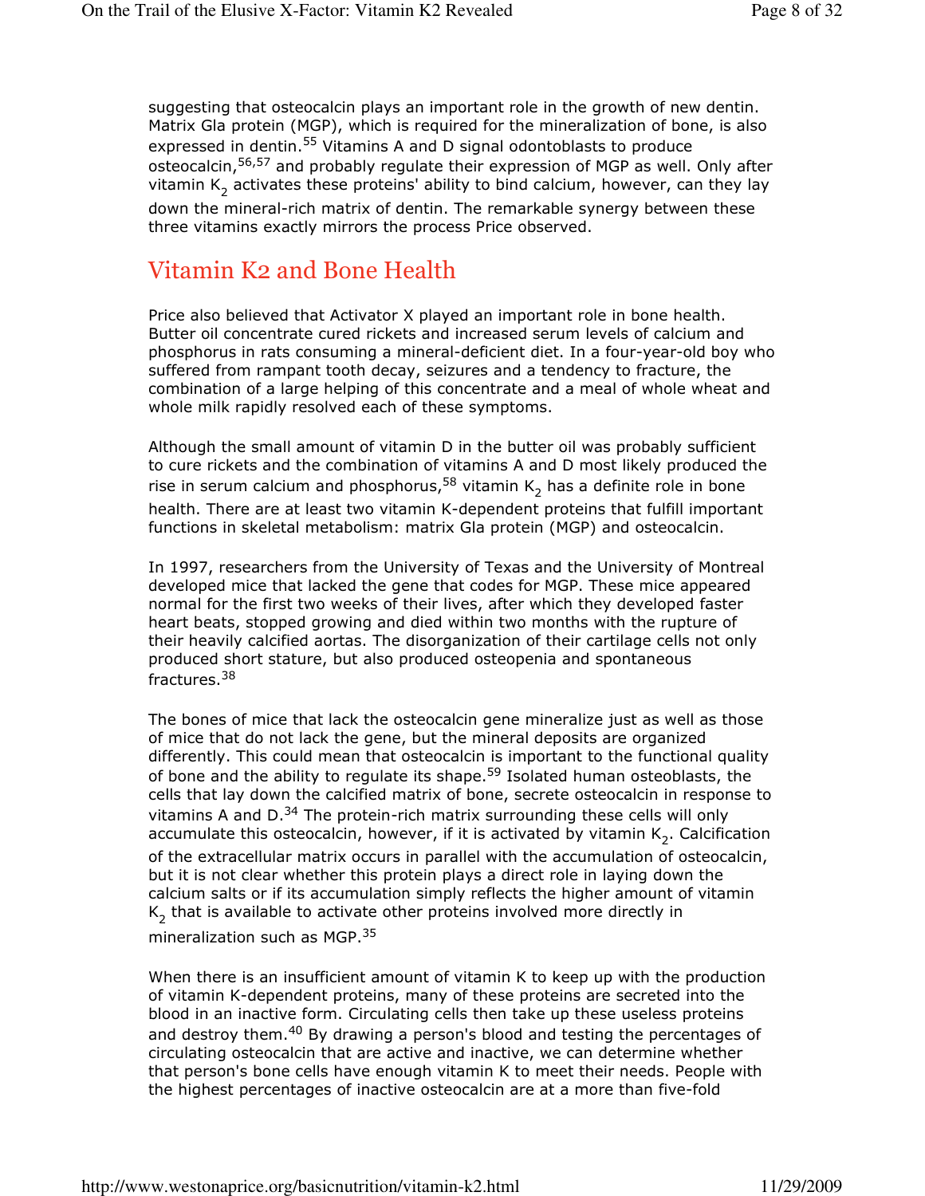suggesting that osteocalcin plays an important role in the growth of new dentin. Matrix Gla protein (MGP), which is required for the mineralization of bone, is also expressed in dentin.[55] Vitamins A and D signal odontoblasts to produce osteocalcin,[56,57] and probably regulate their expression of MGP as well. Only after vitamin $K_2$ activates these proteins' ability to bind calcium, however, can they lay down the mineral-rich matrix of dentin. The remarkable synergy between these three vitamins exactly mirrors the process Price observed.

## Vitamin K2 and Bone Health

Price also believed that Activator X played an important role in bone health. Butter oil concentrate cured rickets and increased serum levels of calcium and phosphorus in rats consuming a mineral-deficient diet. In a four-year-old boy who suffered from rampant tooth decay, seizures and a tendency to fracture, the combination of a large helping of this concentrate and a meal of whole wheat and whole milk rapidly resolved each of these symptoms.

Although the small amount of vitamin D in the butter oil was probably sufficient to cure rickets and the combination of vitamins A and D most likely produced the rise in serum calcium and phosphorus,[58] vitamin $K_2$ has a definite role in bone health. There are at least two vitamin K-dependent proteins that fulfill important functions in skeletal metabolism: matrix Gla protein (MGP) and osteocalcin.

In 1997, researchers from the University of Texas and the University of Montreal developed mice that lacked the gene that codes for MGP. These mice appeared normal for the first two weeks of their lives, after which they developed faster heart beats, stopped growing and died within two months with the rupture of their heavily calcified aortas. The disorganization of their cartilage cells not only produced short stature, but also produced osteopenia and spontaneous fractures.[38]

The bones of mice that lack the osteocalcin gene mineralize just as well as those of mice that do not lack the gene, but the mineral deposits are organized differently. This could mean that osteocalcin is important to the functional quality of bone and the ability to regulate its shape.[59] Isolated human osteoblasts, the cells that lay down the calcified matrix of bone, secrete osteocalcin in response to vitamins A and D.[34] The protein-rich matrix surrounding these cells will only accumulate this osteocalcin, however, if it is activated by vitamin $K_2$. Calcification of the extracellular matrix occurs in parallel with the accumulation of osteocalcin, but it is not clear whether this protein plays a direct role in laying down the calcium salts or if its accumulation simply reflects the higher amount of vitamin $K_2$ that is available to activate other proteins involved more directly in mineralization such as MGP.[35]

When there is an insufficient amount of vitamin K to keep up with the production of vitamin K-dependent proteins, many of these proteins are secreted into the blood in an inactive form. Circulating cells then take up these useless proteins and destroy them.[40] By drawing a person's blood and testing the percentages of circulating osteocalcin that are active and inactive, we can determine whether that person's bone cells have enough vitamin K to meet their needs. People with the highest percentages of inactive osteocalcin are at a more than five-fold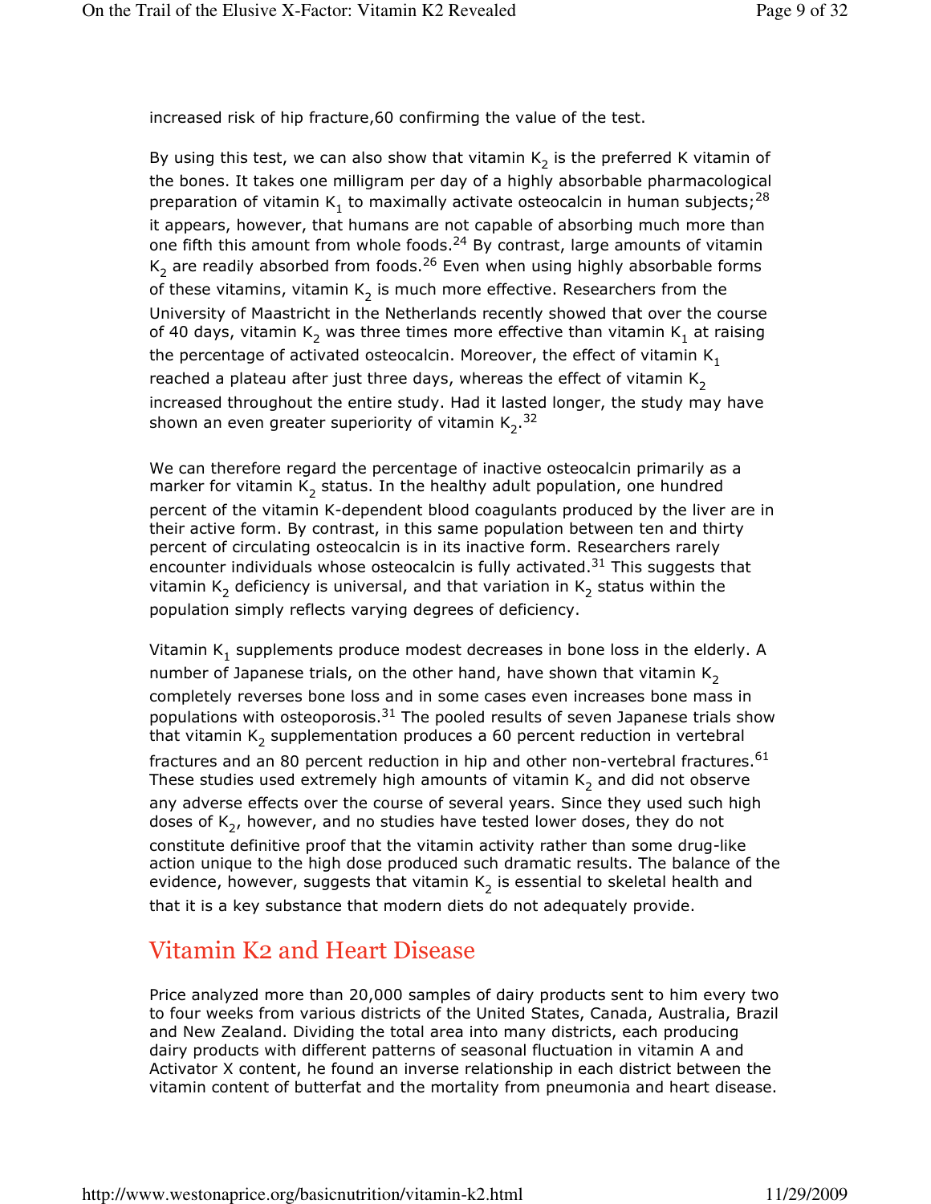increased risk of hip fracture,60 confirming the value of the test.

By using this test, we can also show that vitamin $K_2$ is the preferred K vitamin of the bones. It takes one milligram per day of a highly absorbable pharmacological preparation of vitamin $K_1$ to maximally activate osteocalcin in human subjects;[28] it appears, however, that humans are not capable of absorbing much more than one fifth this amount from whole foods.[24] By contrast, large amounts of vitamin $K_2$ are readily absorbed from foods.[26] Even when using highly absorbable forms of these vitamins, vitamin $K_2$ is much more effective. Researchers from the University of Maastricht in the Netherlands recently showed that over the course of 40 days, vitamin $K_2$ was three times more effective than vitamin $K_1$ at raising the percentage of activated osteocalcin. Moreover, the effect of vitamin $K_1$ reached a plateau after just three days, whereas the effect of vitamin $K_2$ increased throughout the entire study. Had it lasted longer, the study may have shown an even greater superiority of vitamin $K_2$.[32]

We can therefore regard the percentage of inactive osteocalcin primarily as a marker for vitamin $K_2$ status. In the healthy adult population, one hundred percent of the vitamin K-dependent blood coagulants produced by the liver are in their active form. By contrast, in this same population between ten and thirty percent of circulating osteocalcin is in its inactive form. Researchers rarely encounter individuals whose osteocalcin is fully activated.[31] This suggests that vitamin $K_2$ deficiency is universal, and that variation in $K_2$ status within the population simply reflects varying degrees of deficiency.

Vitamin $K_1$ supplements produce modest decreases in bone loss in the elderly. A number of Japanese trials, on the other hand, have shown that vitamin $K_2$ completely reverses bone loss and in some cases even increases bone mass in populations with osteoporosis.[31] The pooled results of seven Japanese trials show that vitamin $K_2$ supplementation produces a 60 percent reduction in vertebral fractures and an 80 percent reduction in hip and other non-vertebral fractures.[61] These studies used extremely high amounts of vitamin $K_2$ and did not observe any adverse effects over the course of several years. Since they used such high doses of $K_2$, however, and no studies have tested lower doses, they do not constitute definitive proof that the vitamin activity rather than some drug-like action unique to the high dose produced such dramatic results. The balance of the evidence, however, suggests that vitamin $K_2$ is essential to skeletal health and that it is a key substance that modern diets do not adequately provide.

## Vitamin K2 and Heart Disease

Price analyzed more than 20,000 samples of dairy products sent to him every two to four weeks from various districts of the United States, Canada, Australia, Brazil and New Zealand. Dividing the total area into many districts, each producing dairy products with different patterns of seasonal fluctuation in vitamin A and Activator X content, he found an inverse relationship in each district between the vitamin content of butterfat and the mortality from pneumonia and heart disease.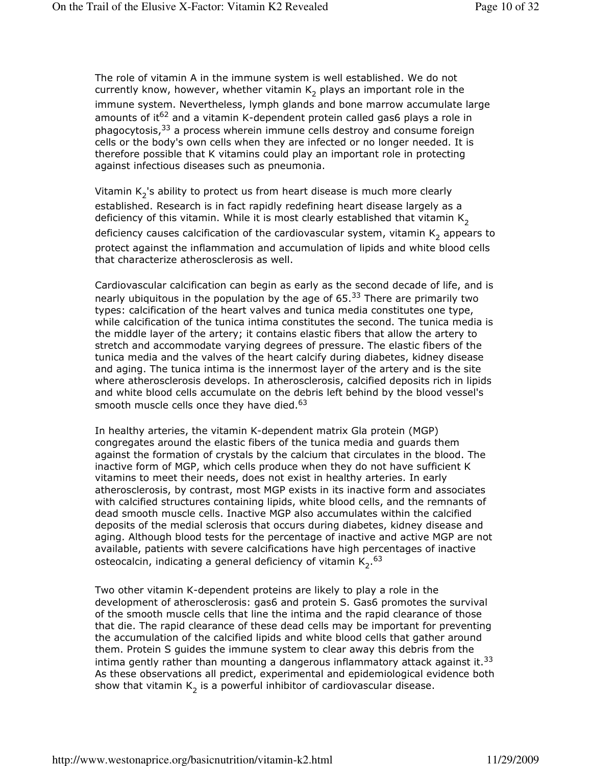The role of vitamin A in the immune system is well established. We do not currently know, however, whether vitamin $K_2$ plays an important role in the immune system. Nevertheless, lymph glands and bone marrow accumulate large amounts of it[62] and a vitamin K-dependent protein called gas6 plays a role in phagocytosis,[33] a process wherein immune cells destroy and consume foreign cells or the body's own cells when they are infected or no longer needed. It is therefore possible that K vitamins could play an important role in protecting against infectious diseases such as pneumonia.

Vitamin $K_2$'s ability to protect us from heart disease is much more clearly established. Research is in fact rapidly redefining heart disease largely as a deficiency of this vitamin. While it is most clearly established that vitamin $K_2$ deficiency causes calcification of the cardiovascular system, vitamin $K_2$ appears to protect against the inflammation and accumulation of lipids and white blood cells that characterize atherosclerosis as well.

Cardiovascular calcification can begin as early as the second decade of life, and is nearly ubiquitous in the population by the age of 65.[33] There are primarily two types: calcification of the heart valves and tunica media constitutes one type, while calcification of the tunica intima constitutes the second. The tunica media is the middle layer of the artery; it contains elastic fibers that allow the artery to stretch and accommodate varying degrees of pressure. The elastic fibers of the tunica media and the valves of the heart calcify during diabetes, kidney disease and aging. The tunica intima is the innermost layer of the artery and is the site where atherosclerosis develops. In atherosclerosis, calcified deposits rich in lipids and white blood cells accumulate on the debris left behind by the blood vessel's smooth muscle cells once they have died.[63]

In healthy arteries, the vitamin K-dependent matrix Gla protein (MGP) congregates around the elastic fibers of the tunica media and guards them against the formation of crystals by the calcium that circulates in the blood. The inactive form of MGP, which cells produce when they do not have sufficient K vitamins to meet their needs, does not exist in healthy arteries. In early atherosclerosis, by contrast, most MGP exists in its inactive form and associates with calcified structures containing lipids, white blood cells, and the remnants of dead smooth muscle cells. Inactive MGP also accumulates within the calcified deposits of the medial sclerosis that occurs during diabetes, kidney disease and aging. Although blood tests for the percentage of inactive and active MGP are not available, patients with severe calcifications have high percentages of inactive osteocalcin, indicating a general deficiency of vitamin $K_2$.[63]

Two other vitamin K-dependent proteins are likely to play a role in the development of atherosclerosis: gas6 and protein S. Gas6 promotes the survival of the smooth muscle cells that line the intima and the rapid clearance of those that die. The rapid clearance of these dead cells may be important for preventing the accumulation of the calcified lipids and white blood cells that gather around them. Protein S guides the immune system to clear away this debris from the intima gently rather than mounting a dangerous inflammatory attack against it.[33] As these observations all predict, experimental and epidemiological evidence both show that vitamin $K_2$ is a powerful inhibitor of cardiovascular disease.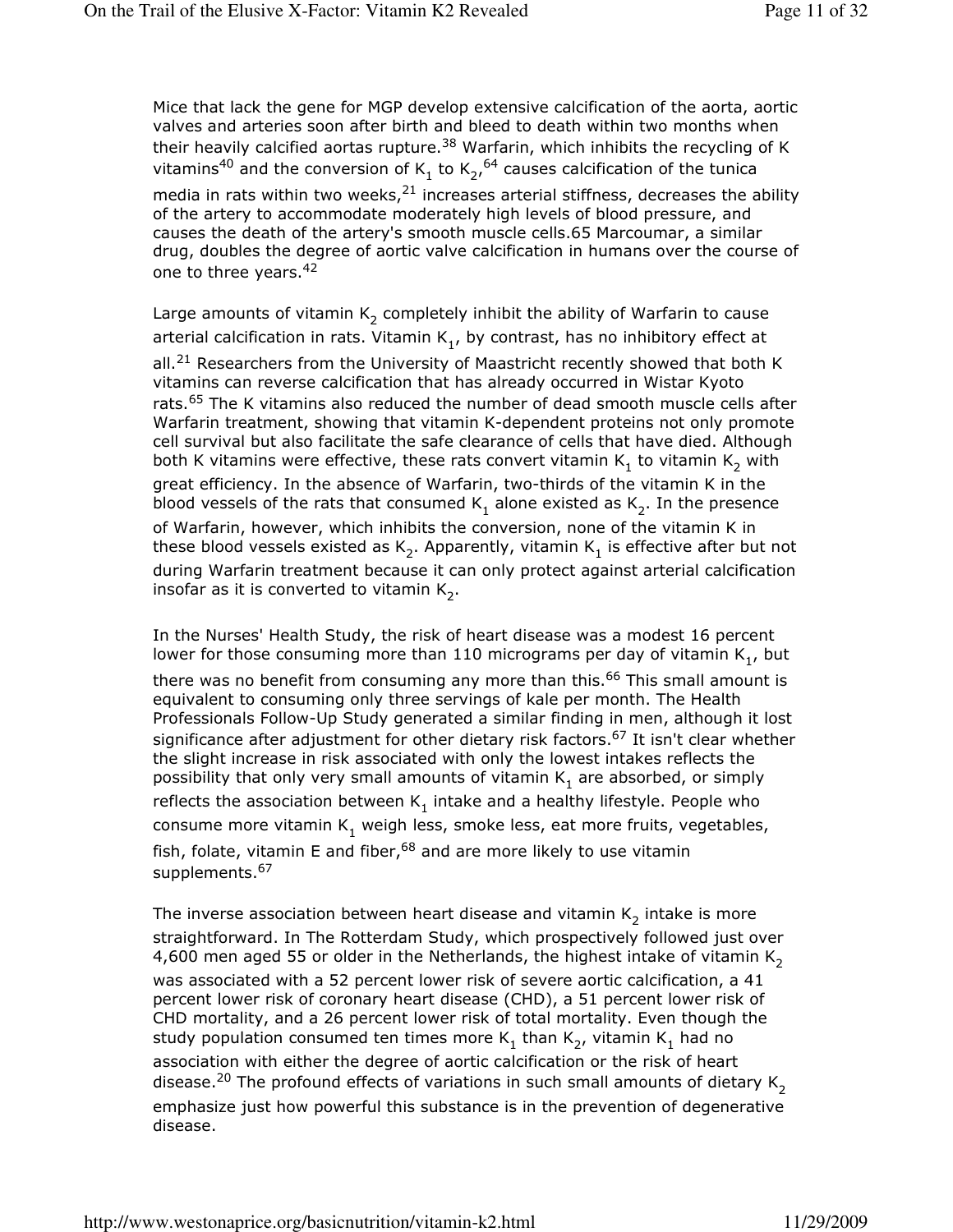Mice that lack the gene for MGP develop extensive calcification of the aorta, aortic valves and arteries soon after birth and bleed to death within two months when their heavily calcified aortas rupture.[38] Warfarin, which inhibits the recycling of K vitamins[40] and the conversion of $K_1$ to $K_2$,[64] causes calcification of the tunica media in rats within two weeks,[21] increases arterial stiffness, decreases the ability of the artery to accommodate moderately high levels of blood pressure, and causes the death of the artery's smooth muscle cells.65 Marcoumar, a similar drug, doubles the degree of aortic valve calcification in humans over the course of one to three years.[42]

Large amounts of vitamin $K_2$ completely inhibit the ability of Warfarin to cause arterial calcification in rats. Vitamin $K_1$, by contrast, has no inhibitory effect at all.[21] Researchers from the University of Maastricht recently showed that both K vitamins can reverse calcification that has already occurred in Wistar Kyoto rats.[65] The K vitamins also reduced the number of dead smooth muscle cells after Warfarin treatment, showing that vitamin K-dependent proteins not only promote cell survival but also facilitate the safe clearance of cells that have died. Although both K vitamins were effective, these rats convert vitamin $K_1$ to vitamin $K_2$ with great efficiency. In the absence of Warfarin, two-thirds of the vitamin K in the blood vessels of the rats that consumed $K_1$ alone existed as $K_2$. In the presence of Warfarin, however, which inhibits the conversion, none of the vitamin K in these blood vessels existed as $K_2$. Apparently, vitamin $K_1$ is effective after but not during Warfarin treatment because it can only protect against arterial calcification insofar as it is converted to vitamin $K_2$.

In the Nurses' Health Study, the risk of heart disease was a modest 16 percent lower for those consuming more than 110 micrograms per day of vitamin $K_1$, but there was no benefit from consuming any more than this.[66] This small amount is equivalent to consuming only three servings of kale per month. The Health Professionals Follow-Up Study generated a similar finding in men, although it lost significance after adjustment for other dietary risk factors.[67] It isn't clear whether the slight increase in risk associated with only the lowest intakes reflects the possibility that only very small amounts of vitamin $K_1$ are absorbed, or simply reflects the association between $K_1$ intake and a healthy lifestyle. People who consume more vitamin $K_1$ weigh less, smoke less, eat more fruits, vegetables, fish, folate, vitamin E and fiber,[68] and are more likely to use vitamin supplements.[67]

The inverse association between heart disease and vitamin $K_2$ intake is more straightforward. In The Rotterdam Study, which prospectively followed just over 4,600 men aged 55 or older in the Netherlands, the highest intake of vitamin $K_2$ was associated with a 52 percent lower risk of severe aortic calcification, a 41 percent lower risk of coronary heart disease (CHD), a 51 percent lower risk of CHD mortality, and a 26 percent lower risk of total mortality. Even though the study population consumed ten times more $K_1$ than $K_2$, vitamin $K_1$ had no association with either the degree of aortic calcification or the risk of heart disease.[20] The profound effects of variations in such small amounts of dietary $K_2$ emphasize just how powerful this substance is in the prevention of degenerative disease.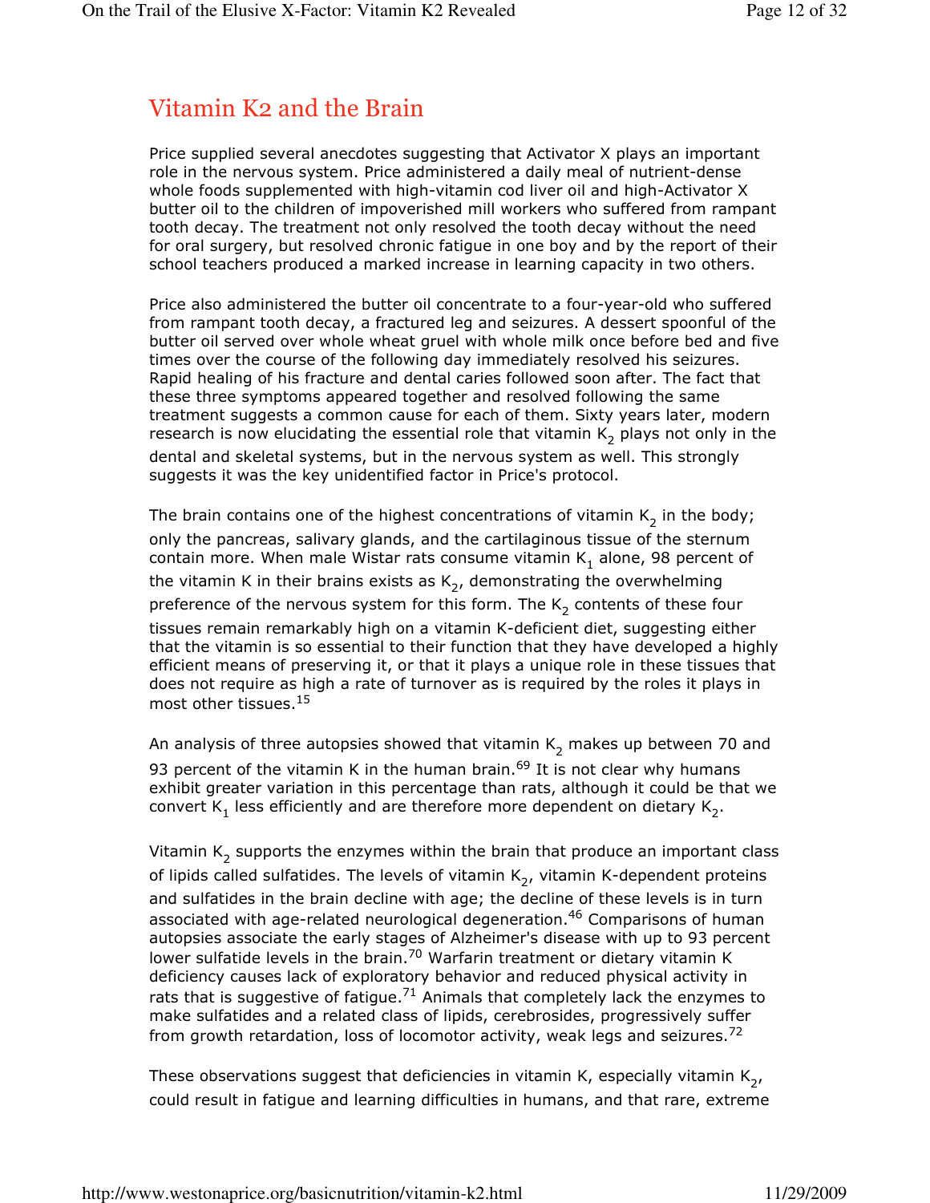## Vitamin K2 and the Brain

Price supplied several anecdotes suggesting that Activator X plays an important role in the nervous system. Price administered a daily meal of nutrient-dense whole foods supplemented with high-vitamin cod liver oil and high-Activator X butter oil to the children of impoverished mill workers who suffered from rampant tooth decay. The treatment not only resolved the tooth decay without the need for oral surgery, but resolved chronic fatigue in one boy and by the report of their school teachers produced a marked increase in learning capacity in two others.

Price also administered the butter oil concentrate to a four-year-old who suffered from rampant tooth decay, a fractured leg and seizures. A dessert spoonful of the butter oil served over whole wheat gruel with whole milk once before bed and five times over the course of the following day immediately resolved his seizures. Rapid healing of his fracture and dental caries followed soon after. The fact that these three symptoms appeared together and resolved following the same treatment suggests a common cause for each of them. Sixty years later, modern research is now elucidating the essential role that vitamin $K_2$ plays not only in the dental and skeletal systems, but in the nervous system as well. This strongly suggests it was the key unidentified factor in Price's protocol.

The brain contains one of the highest concentrations of vitamin $K_2$ in the body; only the pancreas, salivary glands, and the cartilaginous tissue of the sternum contain more. When male Wistar rats consume vitamin $K_1$ alone, 98 percent of the vitamin K in their brains exists as $K_2$, demonstrating the overwhelming preference of the nervous system for this form. The $K_2$ contents of these four tissues remain remarkably high on a vitamin K-deficient diet, suggesting either that the vitamin is so essential to their function that they have developed a highly efficient means of preserving it, or that it plays a unique role in these tissues that does not require as high a rate of turnover as is required by the roles it plays in most other tissues.[15]

An analysis of three autopsies showed that vitamin $K_2$ makes up between 70 and 93 percent of the vitamin K in the human brain.[69] It is not clear why humans exhibit greater variation in this percentage than rats, although it could be that we convert $K_1$ less efficiently and are therefore more dependent on dietary $K_2$.

Vitamin $K_2$ supports the enzymes within the brain that produce an important class of lipids called sulfatides. The levels of vitamin $K_2$, vitamin K-dependent proteins and sulfatides in the brain decline with age; the decline of these levels is in turn associated with age-related neurological degeneration.[46] Comparisons of human autopsies associate the early stages of Alzheimer's disease with up to 93 percent lower sulfatide levels in the brain.[70] Warfarin treatment or dietary vitamin K deficiency causes lack of exploratory behavior and reduced physical activity in rats that is suggestive of fatigue.[71] Animals that completely lack the enzymes to make sulfatides and a related class of lipids, cerebrosides, progressively suffer from growth retardation, loss of locomotor activity, weak legs and seizures.[72]

These observations suggest that deficiencies in vitamin K, especially vitamin $K_2$, could result in fatigue and learning difficulties in humans, and that rare, extreme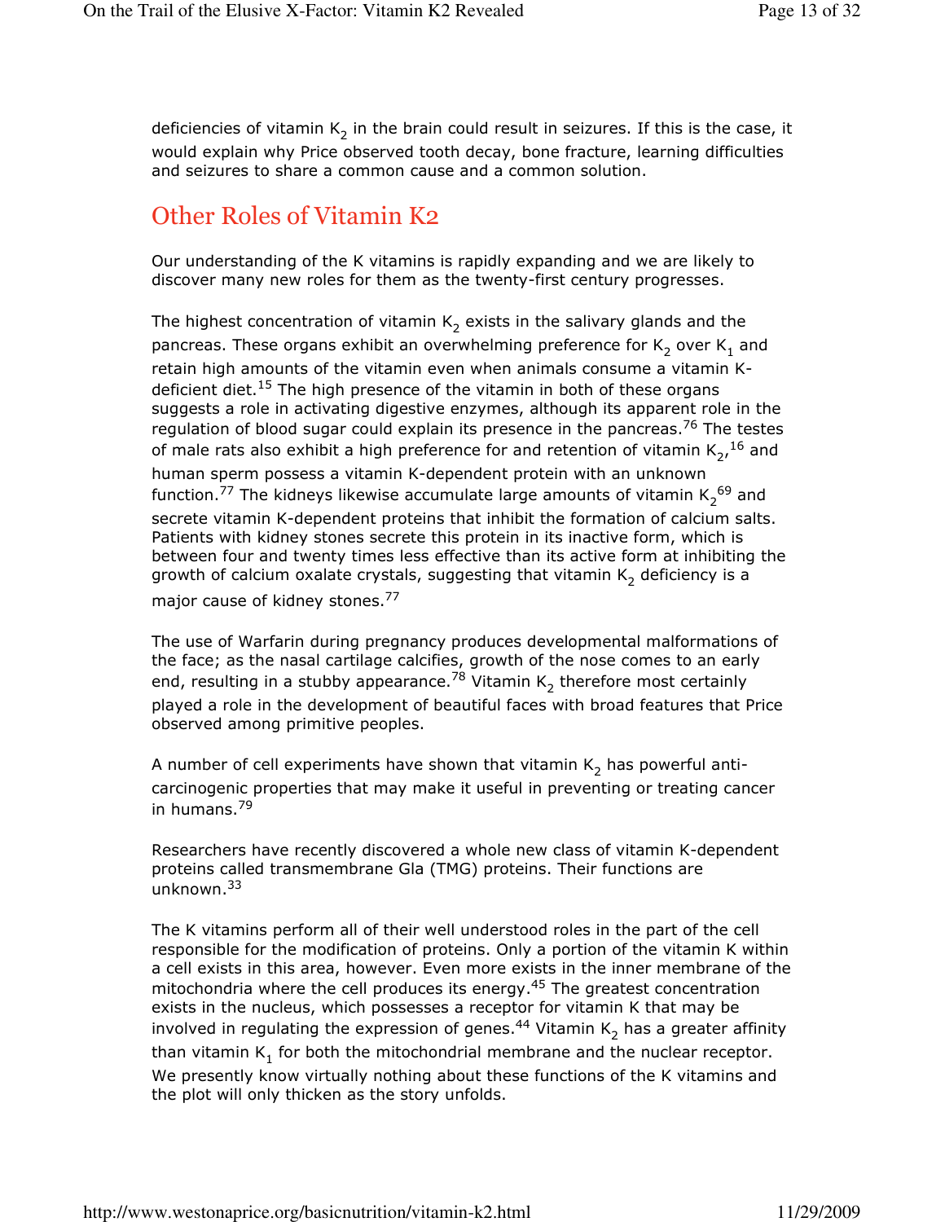deficiencies of vitamin $K_2$ in the brain could result in seizures. If this is the case, it would explain why Price observed tooth decay, bone fracture, learning difficulties and seizures to share a common cause and a common solution.

## Other Roles of Vitamin K2

Our understanding of the K vitamins is rapidly expanding and we are likely to discover many new roles for them as the twenty-first century progresses.

The highest concentration of vitamin $K_2$ exists in the salivary glands and the pancreas. These organs exhibit an overwhelming preference for $K_2$ over $K_1$ and retain high amounts of the vitamin even when animals consume a vitamin K-deficient diet.[15] The high presence of the vitamin in both of these organs suggests a role in activating digestive enzymes, although its apparent role in the regulation of blood sugar could explain its presence in the pancreas.[76] The testes of male rats also exhibit a high preference for and retention of vitamin $K_2$,[16] and human sperm possess a vitamin K-dependent protein with an unknown function.[77] The kidneys likewise accumulate large amounts of vitamin $K_2$[69] and secrete vitamin K-dependent proteins that inhibit the formation of calcium salts. Patients with kidney stones secrete this protein in its inactive form, which is between four and twenty times less effective than its active form at inhibiting the growth of calcium oxalate crystals, suggesting that vitamin $K_2$ deficiency is a major cause of kidney stones.[77]

The use of Warfarin during pregnancy produces developmental malformations of the face; as the nasal cartilage calcifies, growth of the nose comes to an early end, resulting in a stubby appearance.[78] Vitamin $K_2$ therefore most certainly played a role in the development of beautiful faces with broad features that Price observed among primitive peoples.

A number of cell experiments have shown that vitamin $K_2$ has powerful anti-carcinogenic properties that may make it useful in preventing or treating cancer in humans.[79]

Researchers have recently discovered a whole new class of vitamin K-dependent proteins called transmembrane Gla (TMG) proteins. Their functions are unknown.[33]

The K vitamins perform all of their well understood roles in the part of the cell responsible for the modification of proteins. Only a portion of the vitamin K within a cell exists in this area, however. Even more exists in the inner membrane of the mitochondria where the cell produces its energy.[45] The greatest concentration exists in the nucleus, which possesses a receptor for vitamin K that may be involved in regulating the expression of genes.[44] Vitamin $K_2$ has a greater affinity than vitamin $K_1$ for both the mitochondrial membrane and the nuclear receptor. We presently know virtually nothing about these functions of the K vitamins and the plot will only thicken as the story unfolds.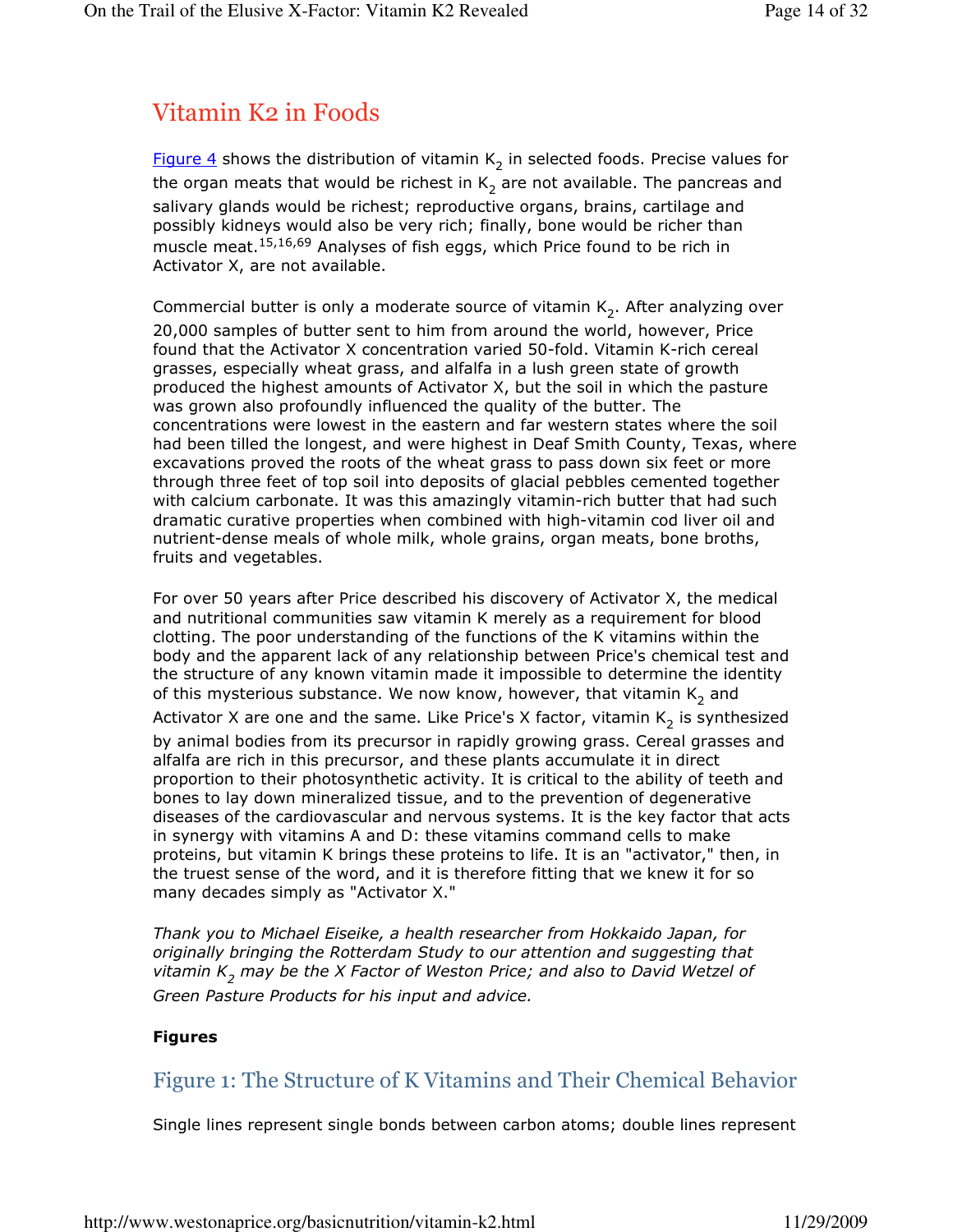## Vitamin K2 in Foods

[Figure 4](#) shows the distribution of vitamin $K_2$ in selected foods. Precise values for the organ meats that would be richest in $K_2$ are not available. The pancreas and salivary glands would be richest; reproductive organs, brains, cartilage and possibly kidneys would also be very rich; finally, bone would be richer than muscle meat.[15,16,69] Analyses of fish eggs, which Price found to be rich in Activator X, are not available.

Commercial butter is only a moderate source of vitamin $K_2$. After analyzing over 20,000 samples of butter sent to him from around the world, however, Price found that the Activator X concentration varied 50-fold. Vitamin K-rich cereal grasses, especially wheat grass, and alfalfa in a lush green state of growth produced the highest amounts of Activator X, but the soil in which the pasture was grown also profoundly influenced the quality of the butter. The concentrations were lowest in the eastern and far western states where the soil had been tilled the longest, and were highest in Deaf Smith County, Texas, where excavations proved the roots of the wheat grass to pass down six feet or more through three feet of top soil into deposits of glacial pebbles cemented together with calcium carbonate. It was this amazingly vitamin-rich butter that had such dramatic curative properties when combined with high-vitamin cod liver oil and nutrient-dense meals of whole milk, whole grains, organ meats, bone broths, fruits and vegetables.

For over 50 years after Price described his discovery of Activator X, the medical and nutritional communities saw vitamin K merely as a requirement for blood clotting. The poor understanding of the functions of the K vitamins within the body and the apparent lack of any relationship between Price's chemical test and the structure of any known vitamin made it impossible to determine the identity of this mysterious substance. We now know, however, that vitamin $K_2$ and Activator X are one and the same. Like Price's X factor, vitamin $K_2$ is synthesized by animal bodies from its precursor in rapidly growing grass. Cereal grasses and alfalfa are rich in this precursor, and these plants accumulate it in direct proportion to their photosynthetic activity. It is critical to the ability of teeth and bones to lay down mineralized tissue, and to the prevention of degenerative diseases of the cardiovascular and nervous systems. It is the key factor that acts in synergy with vitamins A and D: these vitamins command cells to make proteins, but vitamin K brings these proteins to life. It is an "activator," then, in the truest sense of the word, and it is therefore fitting that we knew it for so many decades simply as "Activator X."

*Thank you to Michael Eiseike, a health researcher from Hokkaido Japan, for originally bringing the Rotterdam Study to our attention and suggesting that vitamin $K_2$ may be the X Factor of Weston Price; and also to David Wetzel of Green Pasture Products for his input and advice.*

**Figures**

### Figure 1: The Structure of K Vitamins and Their Chemical Behavior

Single lines represent single bonds between carbon atoms; double lines represent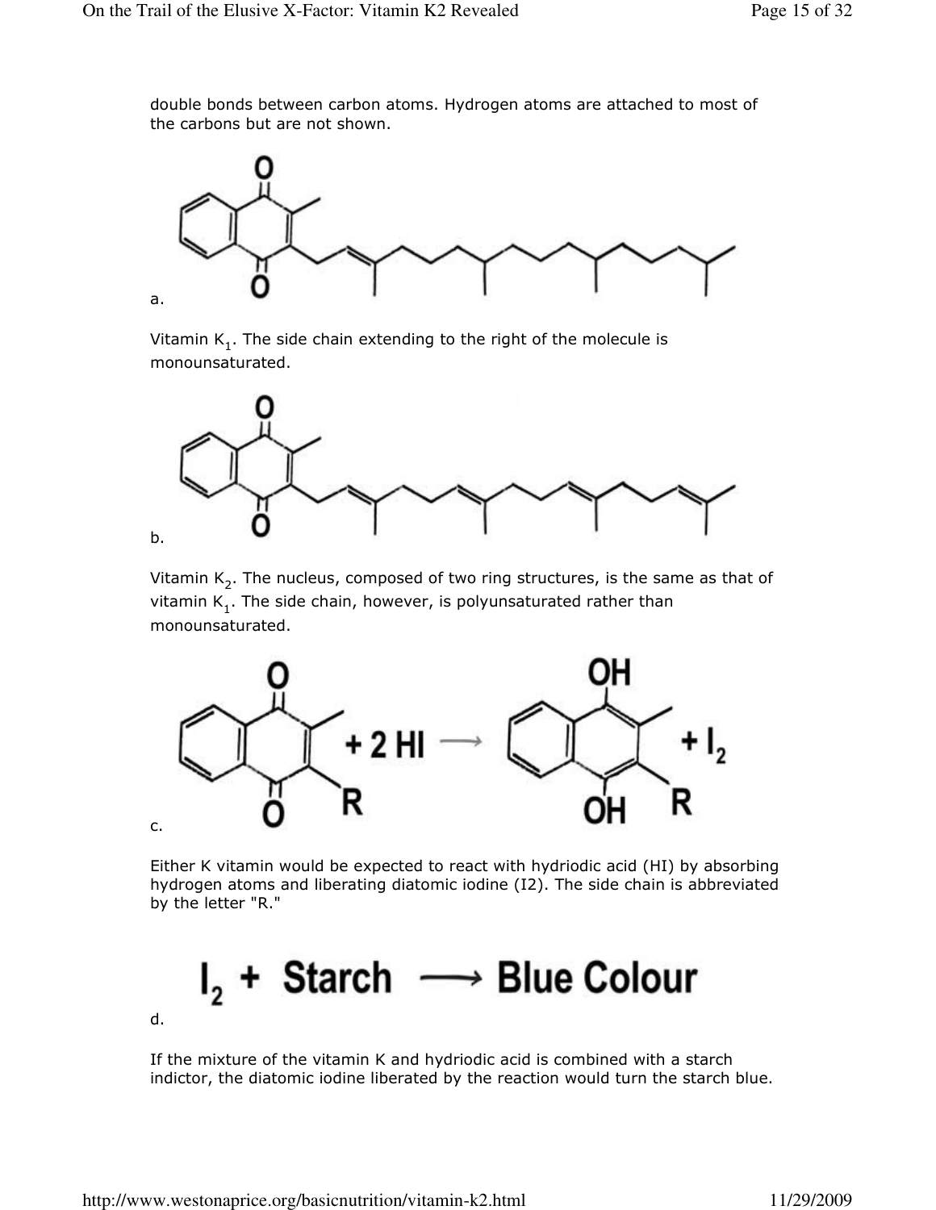double bonds between carbon atoms. Hydrogen atoms are attached to most of the carbons but are not shown.

a.

Vitamin $K_1$. The side chain extending to the right of the molecule is monounsaturated.

b.

Vitamin $K_2$. The nucleus, composed of two ring structures, is the same as that of vitamin $K_1$. The side chain, however, is polyunsaturated rather than monounsaturated.

$$+ 2\,HI \longrightarrow \quad + I_2$$

c.

Either K vitamin would be expected to react with hydriodic acid (HI) by absorbing hydrogen atoms and liberating diatomic iodine (I2). The side chain is abbreviated by the letter "R."

$$I_2 + \text{Starch} \longrightarrow \text{Blue Colour}$$

d.

If the mixture of the vitamin K and hydriodic acid is combined with a starch indictor, the diatomic iodine liberated by the reaction would turn the starch blue.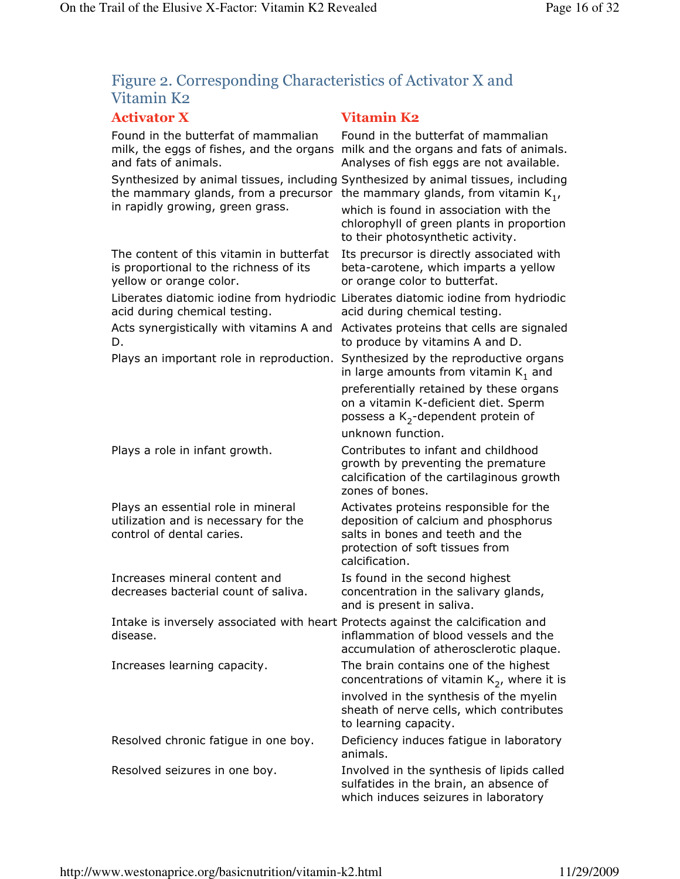## Figure 2. Corresponding Characteristics of Activator X and Vitamin K2

| Activator X | Vitamin K2 |
|---|---|
| Found in the butterfat of mammalian milk, the eggs of fishes, and the organs and fats of animals. | Found in the butterfat of mammalian milk and the organs and fats of animals. Analyses of fish eggs are not available. |
| Synthesized by animal tissues, including the mammary glands, from a precursor in rapidly growing, green grass. | Synthesized by animal tissues, including the mammary glands, from vitamin $K_1$, which is found in association with the chlorophyll of green plants in proportion to their photosynthetic activity. |
| The content of this vitamin in butterfat is proportional to the richness of its yellow or orange color. | Its precursor is directly associated with beta-carotene, which imparts a yellow or orange color to butterfat. |
| Liberates diatomic iodine from hydriodic acid during chemical testing. | Liberates diatomic iodine from hydriodic acid during chemical testing. |
| Acts synergistically with vitamins A and D. | Activates proteins that cells are signaled to produce by vitamins A and D. |
| Plays an important role in reproduction. | Synthesized by the reproductive organs in large amounts from vitamin $K_1$ and preferentially retained by these organs on a vitamin K-deficient diet. Sperm possess a $K_2$-dependent protein of unknown function. |
| Plays a role in infant growth. | Contributes to infant and childhood growth by preventing the premature calcification of the cartilaginous growth zones of bones. |
| Plays an essential role in mineral utilization and is necessary for the control of dental caries. | Activates proteins responsible for the deposition of calcium and phosphorus salts in bones and teeth and the protection of soft tissues from calcification. |
| Increases mineral content and decreases bacterial count of saliva. | Is found in the second highest concentration in the salivary glands, and is present in saliva. |
| Intake is inversely associated with heart disease. | Protects against the calcification and inflammation of blood vessels and the accumulation of atherosclerotic plaque. |
| Increases learning capacity. | The brain contains one of the highest concentrations of vitamin $K_2$, where it is involved in the synthesis of the myelin sheath of nerve cells, which contributes to learning capacity. |
| Resolved chronic fatigue in one boy. | Deficiency induces fatigue in laboratory animals. |
| Resolved seizures in one boy. | Involved in the synthesis of lipids called sulfatides in the brain, an absence of which induces seizures in laboratory |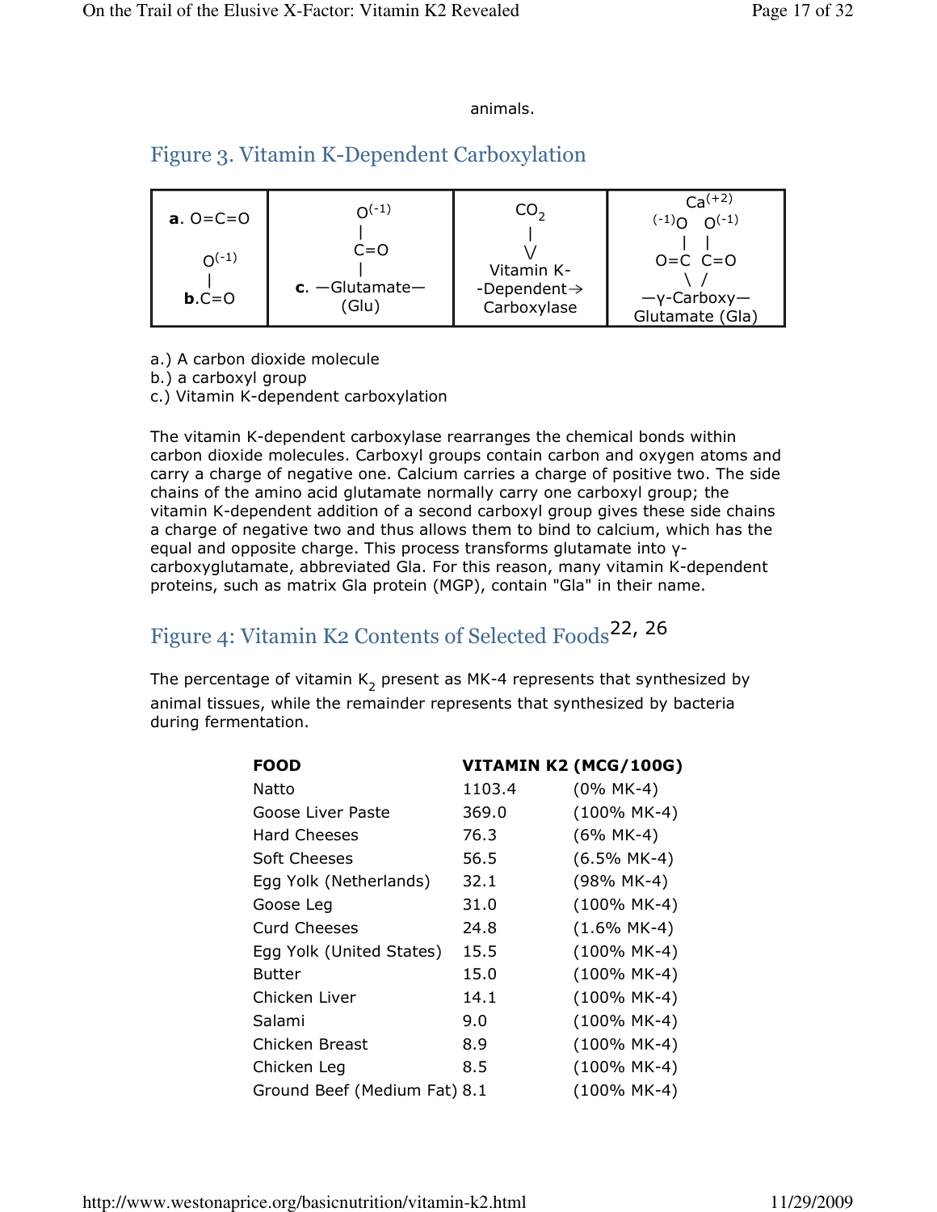animals.

## Figure 3. Vitamin K-Dependent Carboxylation

| **a**. O=C=O<br><br>$O^{(-1)}$<br>\|<br>**b**.C=O | $O^{(-1)}$<br>\|<br>C=O<br>\|<br>**c**. —Glutamate—<br>(Glu) | $CO_2$<br>\|<br>V<br>Vitamin K-<br>-Dependent→<br>Carboxylase | $Ca^{(+2)}$<br>$^{(-1)}O$   $O^{(-1)}$<br>\|   \|<br>O=C  C=O<br>\ /<br>—γ-Carboxy—<br>Glutamate (Gla) |
|---|---|---|---|

a.) A carbon dioxide molecule
b.) a carboxyl group
c.) Vitamin K-dependent carboxylation

The vitamin K-dependent carboxylase rearranges the chemical bonds within carbon dioxide molecules. Carboxyl groups contain carbon and oxygen atoms and carry a charge of negative one. Calcium carries a charge of positive two. The side chains of the amino acid glutamate normally carry one carboxyl group; the vitamin K-dependent addition of a second carboxyl group gives these side chains a charge of negative two and thus allows them to bind to calcium, which has the equal and opposite charge. This process transforms glutamate into γ-carboxyglutamate, abbreviated Gla. For this reason, many vitamin K-dependent proteins, such as matrix Gla protein (MGP), contain "Gla" in their name.

## Figure 4: Vitamin K2 Contents of Selected Foods[22, 26]

The percentage of vitamin $K_2$ present as MK-4 represents that synthesized by animal tissues, while the remainder represents that synthesized by bacteria during fermentation.

| FOOD | VITAMIN K2 (MCG/100G) | |
|---|---|---|
| Natto | 1103.4 | (0% MK-4) |
| Goose Liver Paste | 369.0 | (100% MK-4) |
| Hard Cheeses | 76.3 | (6% MK-4) |
| Soft Cheeses | 56.5 | (6.5% MK-4) |
| Egg Yolk (Netherlands) | 32.1 | (98% MK-4) |
| Goose Leg | 31.0 | (100% MK-4) |
| Curd Cheeses | 24.8 | (1.6% MK-4) |
| Egg Yolk (United States) | 15.5 | (100% MK-4) |
| Butter | 15.0 | (100% MK-4) |
| Chicken Liver | 14.1 | (100% MK-4) |
| Salami | 9.0 | (100% MK-4) |
| Chicken Breast | 8.9 | (100% MK-4) |
| Chicken Leg | 8.5 | (100% MK-4) |
| Ground Beef (Medium Fat) | 8.1 | (100% MK-4) |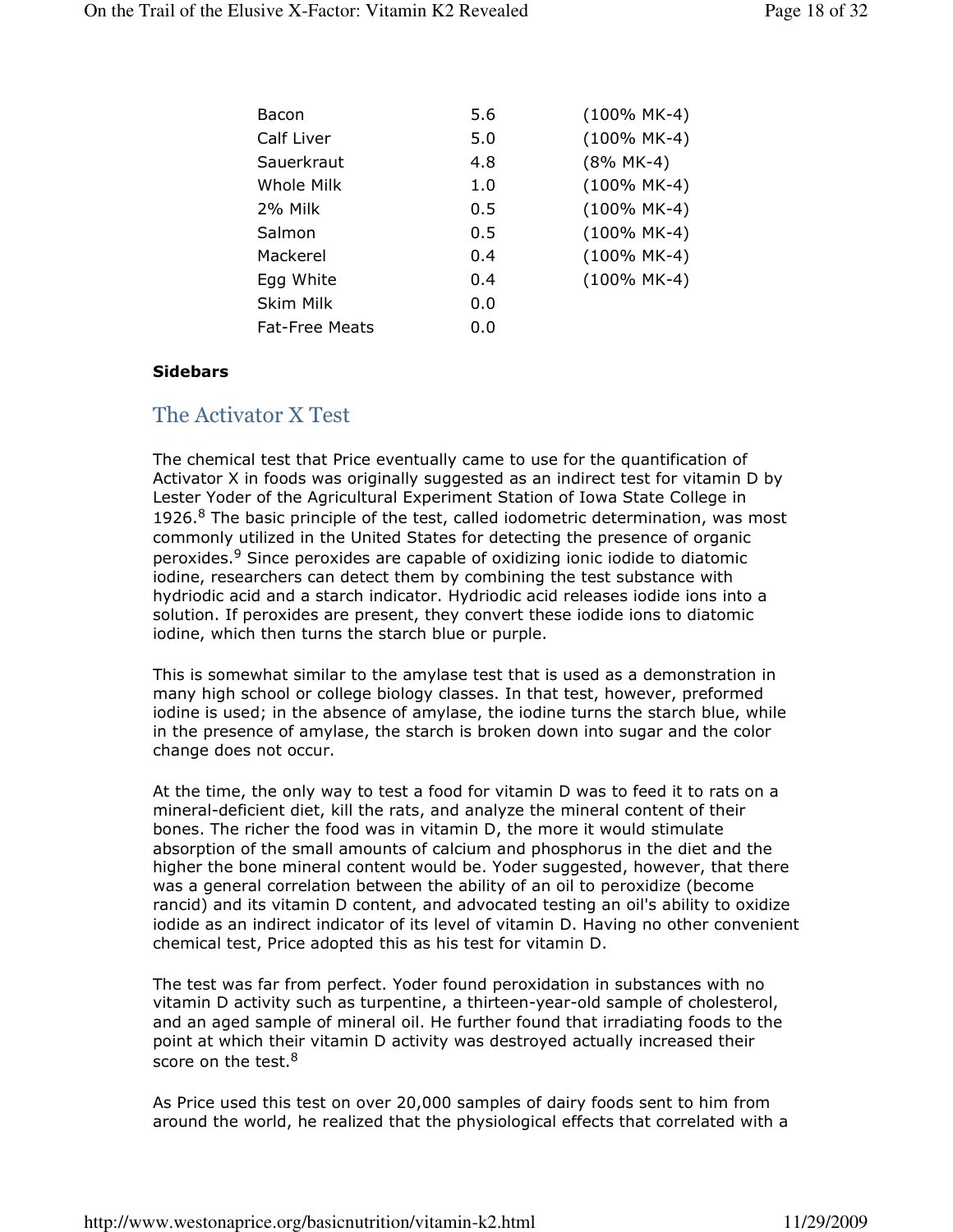| | | |
|---|---|---|
| Bacon | 5.6 | (100% MK-4) |
| Calf Liver | 5.0 | (100% MK-4) |
| Sauerkraut | 4.8 | (8% MK-4) |
| Whole Milk | 1.0 | (100% MK-4) |
| 2% Milk | 0.5 | (100% MK-4) |
| Salmon | 0.5 | (100% MK-4) |
| Mackerel | 0.4 | (100% MK-4) |
| Egg White | 0.4 | (100% MK-4) |
| Skim Milk | 0.0 | |
| Fat-Free Meats | 0.0 | |

**Sidebars**

## The Activator X Test

The chemical test that Price eventually came to use for the quantification of Activator X in foods was originally suggested as an indirect test for vitamin D by Lester Yoder of the Agricultural Experiment Station of Iowa State College in 1926.[8] The basic principle of the test, called iodometric determination, was most commonly utilized in the United States for detecting the presence of organic peroxides.[9] Since peroxides are capable of oxidizing ionic iodide to diatomic iodine, researchers can detect them by combining the test substance with hydriodic acid and a starch indicator. Hydriodic acid releases iodide ions into a solution. If peroxides are present, they convert these iodide ions to diatomic iodine, which then turns the starch blue or purple.

This is somewhat similar to the amylase test that is used as a demonstration in many high school or college biology classes. In that test, however, preformed iodine is used; in the absence of amylase, the iodine turns the starch blue, while in the presence of amylase, the starch is broken down into sugar and the color change does not occur.

At the time, the only way to test a food for vitamin D was to feed it to rats on a mineral-deficient diet, kill the rats, and analyze the mineral content of their bones. The richer the food was in vitamin D, the more it would stimulate absorption of the small amounts of calcium and phosphorus in the diet and the higher the bone mineral content would be. Yoder suggested, however, that there was a general correlation between the ability of an oil to peroxidize (become rancid) and its vitamin D content, and advocated testing an oil's ability to oxidize iodide as an indirect indicator of its level of vitamin D. Having no other convenient chemical test, Price adopted this as his test for vitamin D.

The test was far from perfect. Yoder found peroxidation in substances with no vitamin D activity such as turpentine, a thirteen-year-old sample of cholesterol, and an aged sample of mineral oil. He further found that irradiating foods to the point at which their vitamin D activity was destroyed actually increased their score on the test.[8]

As Price used this test on over 20,000 samples of dairy foods sent to him from around the world, he realized that the physiological effects that correlated with a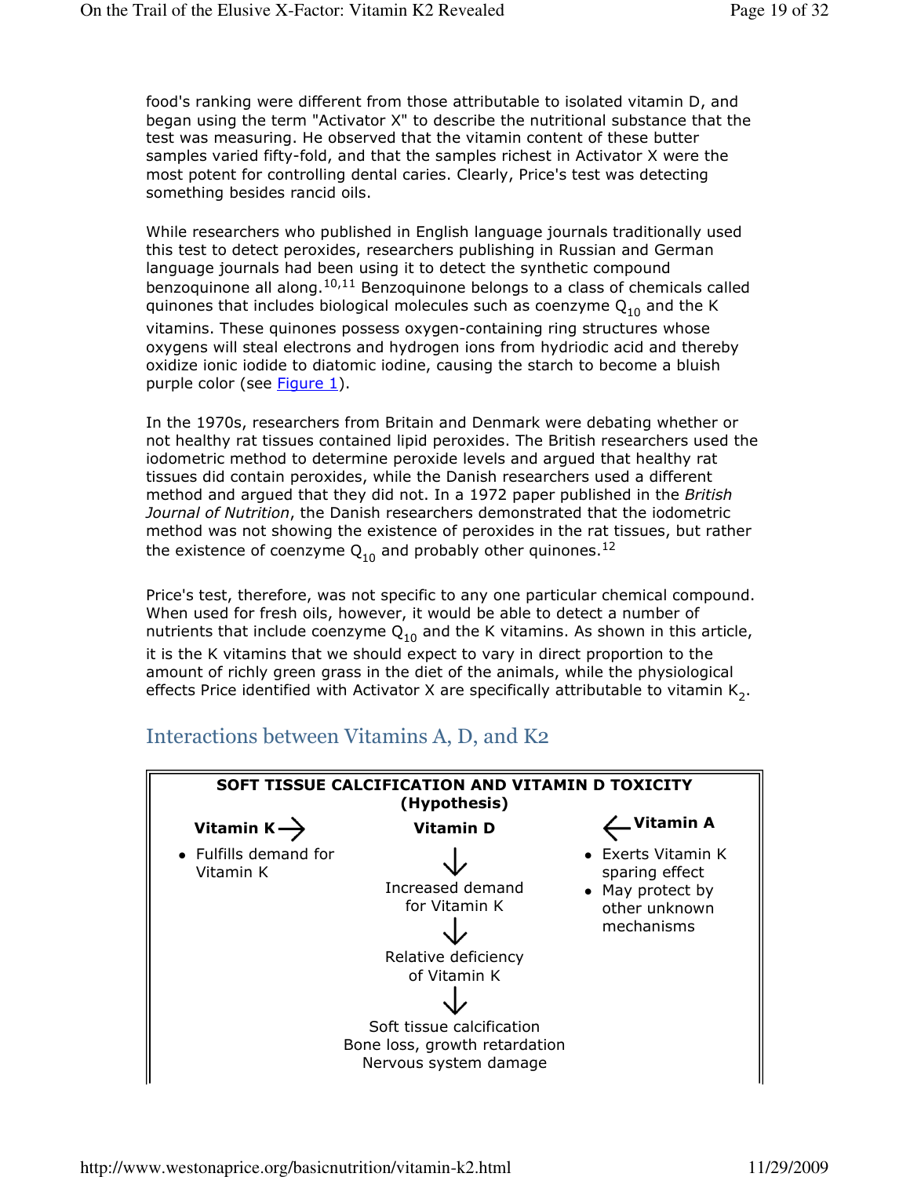food's ranking were different from those attributable to isolated vitamin D, and began using the term "Activator X" to describe the nutritional substance that the test was measuring. He observed that the vitamin content of these butter samples varied fifty-fold, and that the samples richest in Activator X were the most potent for controlling dental caries. Clearly, Price's test was detecting something besides rancid oils.

While researchers who published in English language journals traditionally used this test to detect peroxides, researchers publishing in Russian and German language journals had been using it to detect the synthetic compound benzoquinone all along.[10,11] Benzoquinone belongs to a class of chemicals called quinones that includes biological molecules such as coenzyme $Q_{10}$ and the K vitamins. These quinones possess oxygen-containing ring structures whose oxygens will steal electrons and hydrogen ions from hydriodic acid and thereby oxidize ionic iodide to diatomic iodine, causing the starch to become a bluish purple color (see Figure 1).

In the 1970s, researchers from Britain and Denmark were debating whether or not healthy rat tissues contained lipid peroxides. The British researchers used the iodometric method to determine peroxide levels and argued that healthy rat tissues did contain peroxides, while the Danish researchers used a different method and argued that they did not. In a 1972 paper published in the *British Journal of Nutrition*, the Danish researchers demonstrated that the iodometric method was not showing the existence of peroxides in the rat tissues, but rather the existence of coenzyme $Q_{10}$ and probably other quinones.[12]

Price's test, therefore, was not specific to any one particular chemical compound. When used for fresh oils, however, it would be able to detect a number of nutrients that include coenzyme $Q_{10}$ and the K vitamins. As shown in this article, it is the K vitamins that we should expect to vary in direct proportion to the amount of richly green grass in the diet of the animals, while the physiological effects Price identified with Activator X are specifically attributable to vitamin $K_2$.

## Interactions between Vitamins A, D, and K2

**SOFT TISSUE CALCIFICATION AND VITAMIN D TOXICITY (Hypothesis)**

| **Vitamin K →** | **Vitamin D** | **← Vitamin A** |
|---|---|---|
| • Fulfills demand for Vitamin K | ↓ | • Exerts Vitamin K sparing effect |
| | Increased demand for Vitamin K | • May protect by other unknown mechanisms |
| | ↓ | |
| | Relative deficiency of Vitamin K | |
| | ↓ | |
| | Soft tissue calcification<br>Bone loss, growth retardation<br>Nervous system damage | |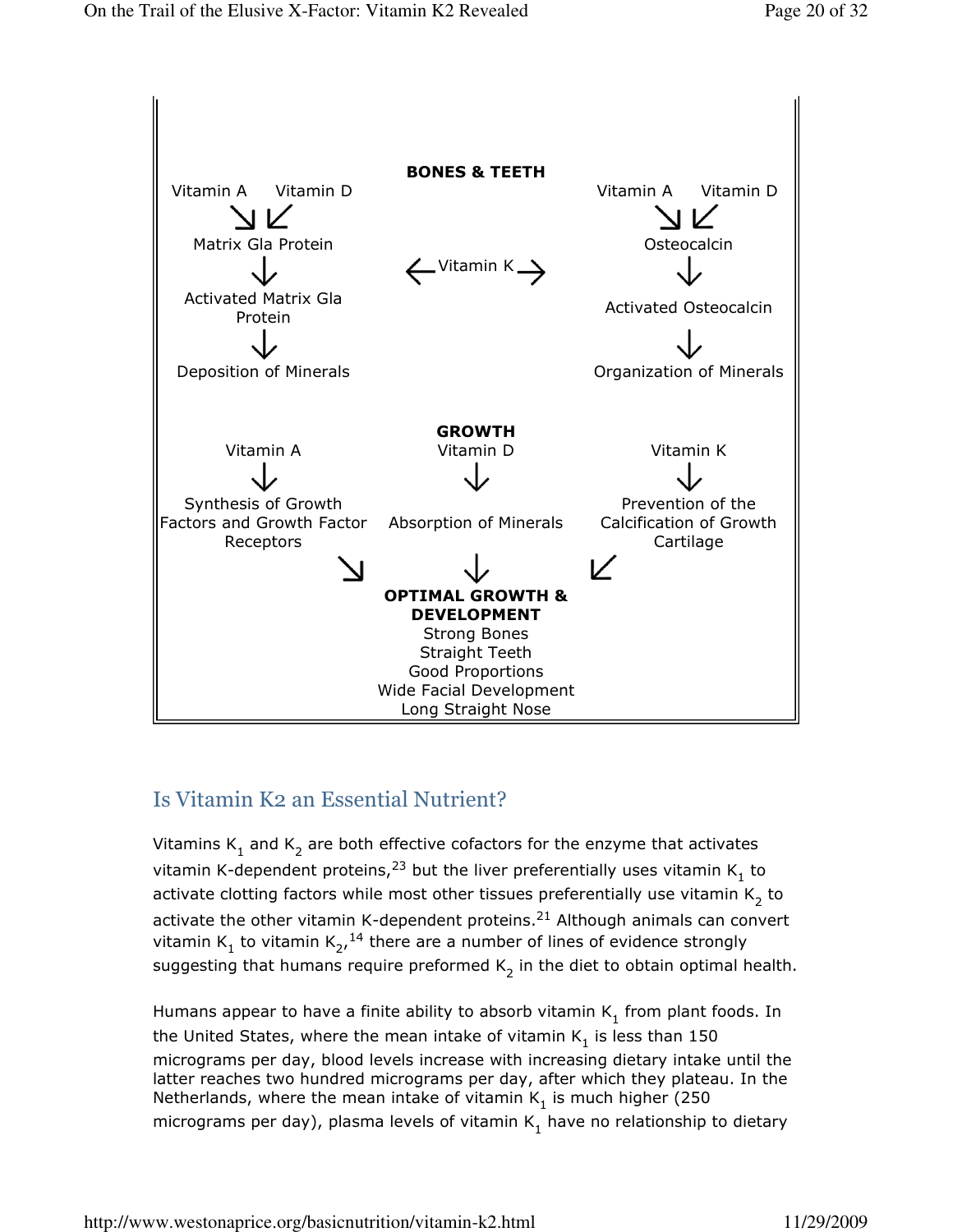**BONES & TEETH**

Vitamin A → Vitamin D → Matrix Gla Protein → Activated Matrix Gla Protein → Deposition of Minerals

← Vitamin K →

Vitamin A → Vitamin D → Osteocalcin → Activated Osteocalcin → Organization of Minerals

**GROWTH**

Vitamin A → Synthesis of Growth Factors and Growth Factor Receptors

Vitamin D → Absorption of Minerals

Vitamin K → Prevention of the Calcification of Growth Cartilage

**OPTIMAL GROWTH & DEVELOPMENT**

Strong Bones
Straight Teeth
Good Proportions
Wide Facial Development
Long Straight Nose

## Is Vitamin K2 an Essential Nutrient?

Vitamins $K_1$ and $K_2$ are both effective cofactors for the enzyme that activates vitamin K-dependent proteins,[23] but the liver preferentially uses vitamin $K_1$ to activate clotting factors while most other tissues preferentially use vitamin $K_2$ to activate the other vitamin K-dependent proteins.[21] Although animals can convert vitamin $K_1$ to vitamin $K_2$,[14] there are a number of lines of evidence strongly suggesting that humans require preformed $K_2$ in the diet to obtain optimal health.

Humans appear to have a finite ability to absorb vitamin $K_1$ from plant foods. In the United States, where the mean intake of vitamin $K_1$ is less than 150 micrograms per day, blood levels increase with increasing dietary intake until the latter reaches two hundred micrograms per day, after which they plateau. In the Netherlands, where the mean intake of vitamin $K_1$ is much higher (250 micrograms per day), plasma levels of vitamin $K_1$ have no relationship to dietary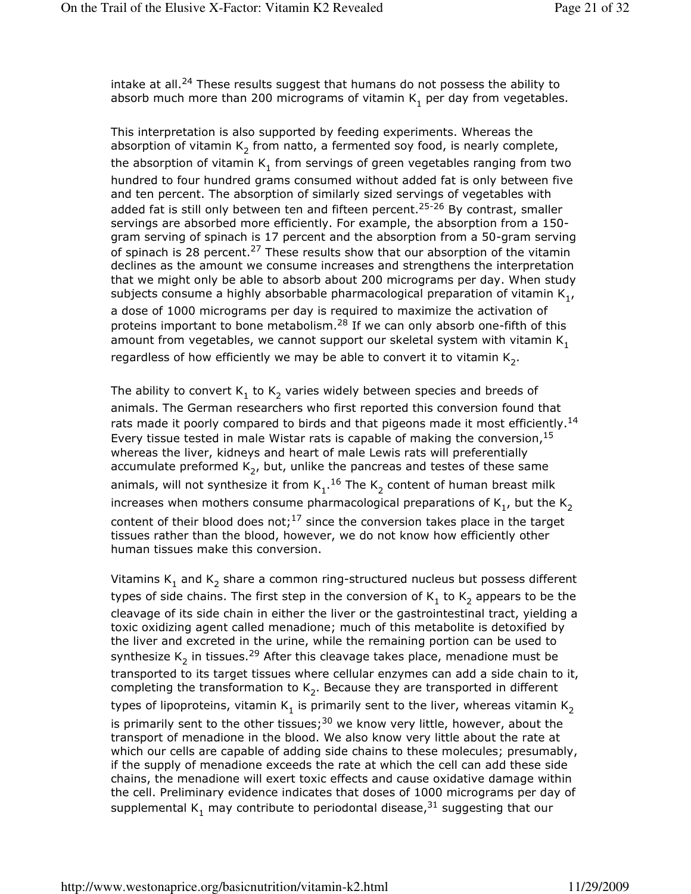intake at all.[24] These results suggest that humans do not possess the ability to absorb much more than 200 micrograms of vitamin $K_1$ per day from vegetables.

This interpretation is also supported by feeding experiments. Whereas the absorption of vitamin $K_2$ from natto, a fermented soy food, is nearly complete, the absorption of vitamin $K_1$ from servings of green vegetables ranging from two hundred to four hundred grams consumed without added fat is only between five and ten percent. The absorption of similarly sized servings of vegetables with added fat is still only between ten and fifteen percent.[25-26] By contrast, smaller servings are absorbed more efficiently. For example, the absorption from a 150-gram serving of spinach is 17 percent and the absorption from a 50-gram serving of spinach is 28 percent.[27] These results show that our absorption of the vitamin declines as the amount we consume increases and strengthens the interpretation that we might only be able to absorb about 200 micrograms per day. When study subjects consume a highly absorbable pharmacological preparation of vitamin $K_1$, a dose of 1000 micrograms per day is required to maximize the activation of proteins important to bone metabolism.[28] If we can only absorb one-fifth of this amount from vegetables, we cannot support our skeletal system with vitamin $K_1$ regardless of how efficiently we may be able to convert it to vitamin $K_2$.

The ability to convert $K_1$ to $K_2$ varies widely between species and breeds of animals. The German researchers who first reported this conversion found that rats made it poorly compared to birds and that pigeons made it most efficiently.[14] Every tissue tested in male Wistar rats is capable of making the conversion,[15] whereas the liver, kidneys and heart of male Lewis rats will preferentially accumulate preformed $K_2$, but, unlike the pancreas and testes of these same animals, will not synthesize it from $K_1$.[16] The $K_2$ content of human breast milk increases when mothers consume pharmacological preparations of $K_1$, but the $K_2$ content of their blood does not;[17] since the conversion takes place in the target tissues rather than the blood, however, we do not know how efficiently other human tissues make this conversion.

Vitamins $K_1$ and $K_2$ share a common ring-structured nucleus but possess different types of side chains. The first step in the conversion of $K_1$ to $K_2$ appears to be the cleavage of its side chain in either the liver or the gastrointestinal tract, yielding a toxic oxidizing agent called menadione; much of this metabolite is detoxified by the liver and excreted in the urine, while the remaining portion can be used to synthesize $K_2$ in tissues.[29] After this cleavage takes place, menadione must be transported to its target tissues where cellular enzymes can add a side chain to it, completing the transformation to $K_2$. Because they are transported in different types of lipoproteins, vitamin $K_1$ is primarily sent to the liver, whereas vitamin $K_2$ is primarily sent to the other tissues;[30] we know very little, however, about the transport of menadione in the blood. We also know very little about the rate at which our cells are capable of adding side chains to these molecules; presumably, if the supply of menadione exceeds the rate at which the cell can add these side chains, the menadione will exert toxic effects and cause oxidative damage within the cell. Preliminary evidence indicates that doses of 1000 micrograms per day of supplemental $K_1$ may contribute to periodontal disease,[31] suggesting that our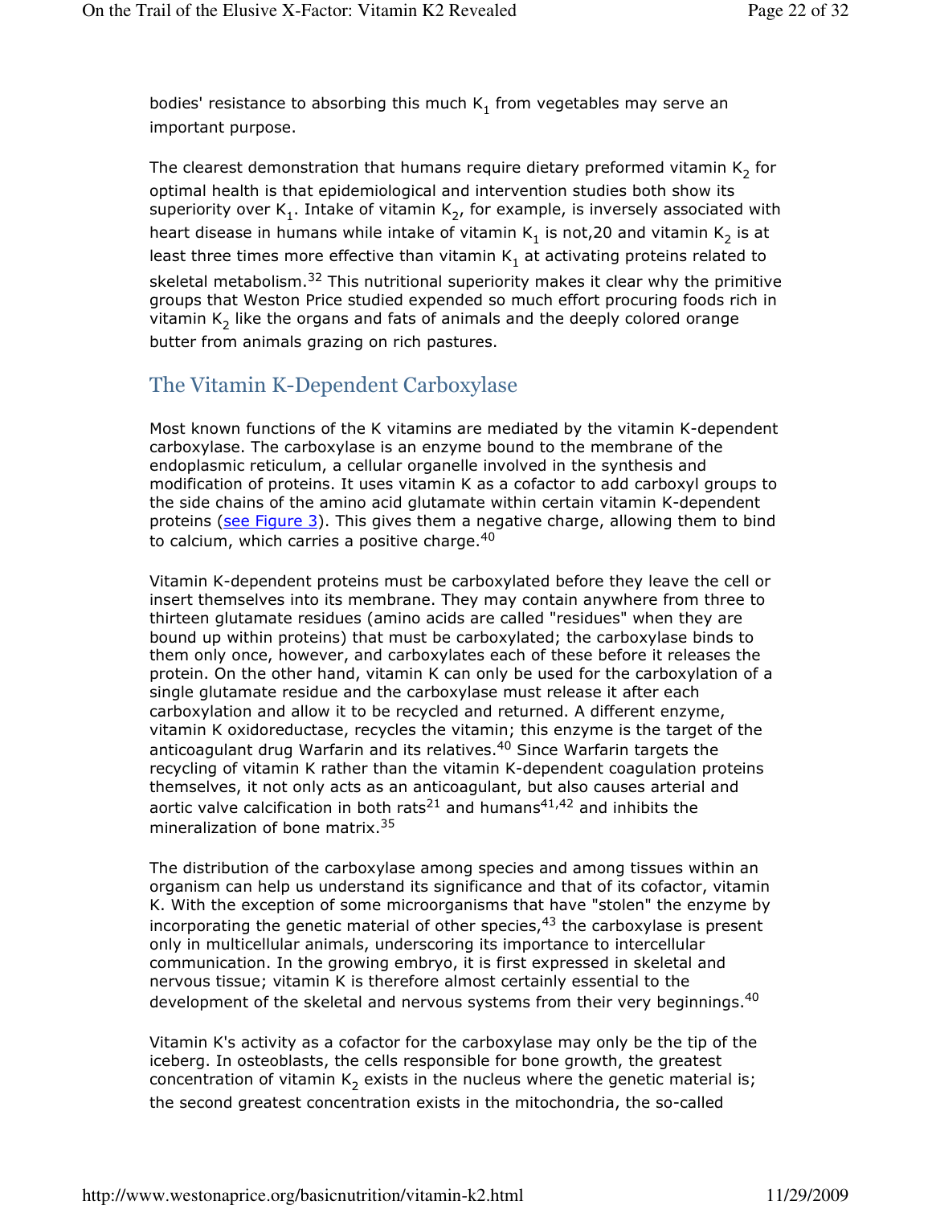bodies' resistance to absorbing this much $K_1$ from vegetables may serve an important purpose.

The clearest demonstration that humans require dietary preformed vitamin $K_2$ for optimal health is that epidemiological and intervention studies both show its superiority over $K_1$. Intake of vitamin $K_2$, for example, is inversely associated with heart disease in humans while intake of vitamin $K_1$ is not,20 and vitamin $K_2$ is at least three times more effective than vitamin $K_1$ at activating proteins related to skeletal metabolism.[32] This nutritional superiority makes it clear why the primitive groups that Weston Price studied expended so much effort procuring foods rich in vitamin $K_2$ like the organs and fats of animals and the deeply colored orange butter from animals grazing on rich pastures.

## The Vitamin K-Dependent Carboxylase

Most known functions of the K vitamins are mediated by the vitamin K-dependent carboxylase. The carboxylase is an enzyme bound to the membrane of the endoplasmic reticulum, a cellular organelle involved in the synthesis and modification of proteins. It uses vitamin K as a cofactor to add carboxyl groups to the side chains of the amino acid glutamate within certain vitamin K-dependent proteins (see Figure 3). This gives them a negative charge, allowing them to bind to calcium, which carries a positive charge.[40]

Vitamin K-dependent proteins must be carboxylated before they leave the cell or insert themselves into its membrane. They may contain anywhere from three to thirteen glutamate residues (amino acids are called "residues" when they are bound up within proteins) that must be carboxylated; the carboxylase binds to them only once, however, and carboxylates each of these before it releases the protein. On the other hand, vitamin K can only be used for the carboxylation of a single glutamate residue and the carboxylase must release it after each carboxylation and allow it to be recycled and returned. A different enzyme, vitamin K oxidoreductase, recycles the vitamin; this enzyme is the target of the anticoagulant drug Warfarin and its relatives.[40] Since Warfarin targets the recycling of vitamin K rather than the vitamin K-dependent coagulation proteins themselves, it not only acts as an anticoagulant, but also causes arterial and aortic valve calcification in both rats[21] and humans[41,42] and inhibits the mineralization of bone matrix.[35]

The distribution of the carboxylase among species and among tissues within an organism can help us understand its significance and that of its cofactor, vitamin K. With the exception of some microorganisms that have "stolen" the enzyme by incorporating the genetic material of other species,[43] the carboxylase is present only in multicellular animals, underscoring its importance to intercellular communication. In the growing embryo, it is first expressed in skeletal and nervous tissue; vitamin K is therefore almost certainly essential to the development of the skeletal and nervous systems from their very beginnings.[40]

Vitamin K's activity as a cofactor for the carboxylase may only be the tip of the iceberg. In osteoblasts, the cells responsible for bone growth, the greatest concentration of vitamin $K_2$ exists in the nucleus where the genetic material is; the second greatest concentration exists in the mitochondria, the so-called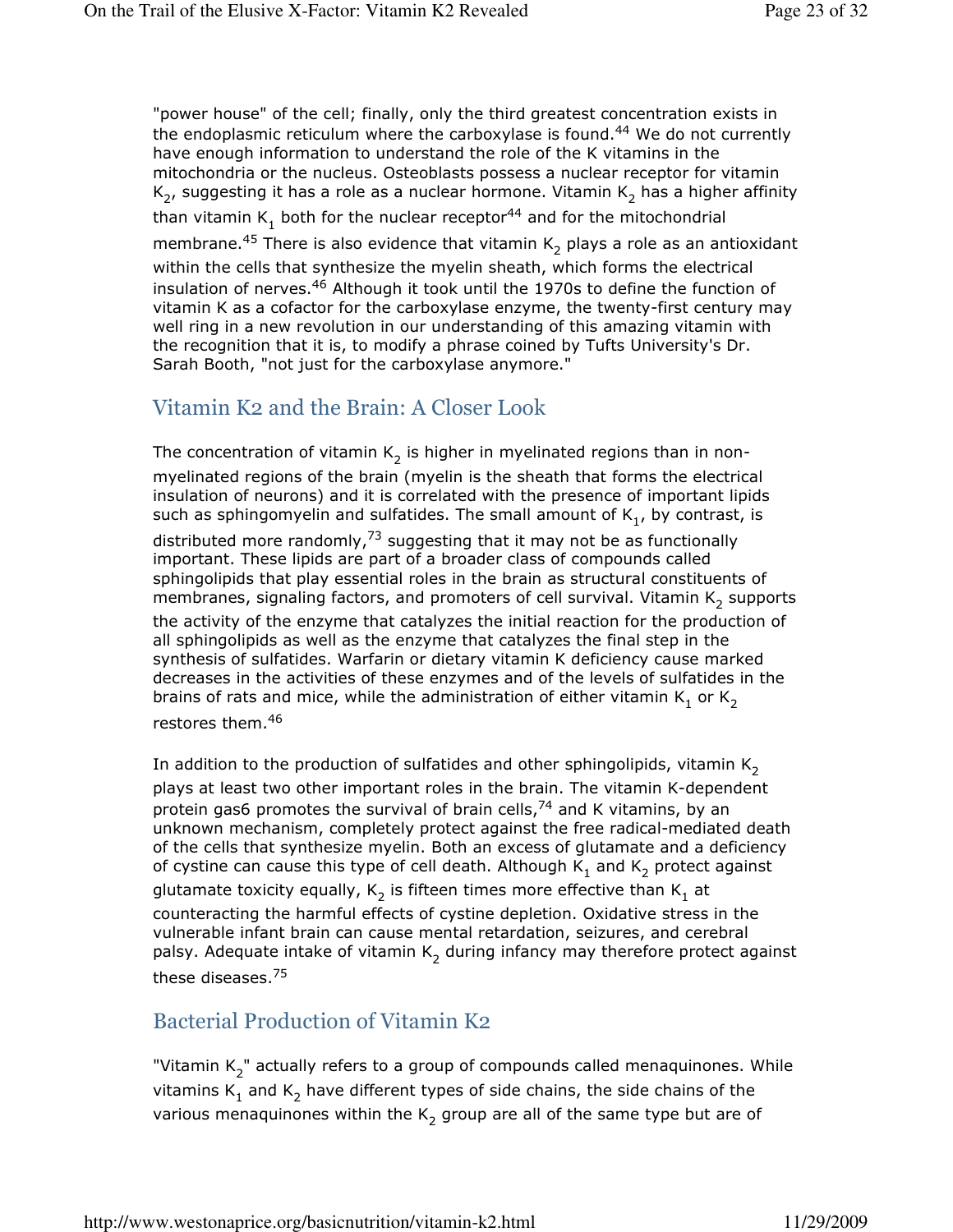"power house" of the cell; finally, only the third greatest concentration exists in the endoplasmic reticulum where the carboxylase is found.[44] We do not currently have enough information to understand the role of the K vitamins in the mitochondria or the nucleus. Osteoblasts possess a nuclear receptor for vitamin $K_2$, suggesting it has a role as a nuclear hormone. Vitamin $K_2$ has a higher affinity than vitamin $K_1$ both for the nuclear receptor[44] and for the mitochondrial membrane.[45] There is also evidence that vitamin $K_2$ plays a role as an antioxidant within the cells that synthesize the myelin sheath, which forms the electrical insulation of nerves.[46] Although it took until the 1970s to define the function of vitamin K as a cofactor for the carboxylase enzyme, the twenty-first century may well ring in a new revolution in our understanding of this amazing vitamin with the recognition that it is, to modify a phrase coined by Tufts University's Dr. Sarah Booth, "not just for the carboxylase anymore."

## Vitamin K2 and the Brain: A Closer Look

The concentration of vitamin $K_2$ is higher in myelinated regions than in non-myelinated regions of the brain (myelin is the sheath that forms the electrical insulation of neurons) and it is correlated with the presence of important lipids such as sphingomyelin and sulfatides. The small amount of $K_1$, by contrast, is distributed more randomly,[73] suggesting that it may not be as functionally important. These lipids are part of a broader class of compounds called sphingolipids that play essential roles in the brain as structural constituents of membranes, signaling factors, and promoters of cell survival. Vitamin $K_2$ supports the activity of the enzyme that catalyzes the initial reaction for the production of all sphingolipids as well as the enzyme that catalyzes the final step in the synthesis of sulfatides. Warfarin or dietary vitamin K deficiency cause marked decreases in the activities of these enzymes and of the levels of sulfatides in the brains of rats and mice, while the administration of either vitamin $K_1$ or $K_2$ restores them.[46]

In addition to the production of sulfatides and other sphingolipids, vitamin $K_2$ plays at least two other important roles in the brain. The vitamin K-dependent protein gas6 promotes the survival of brain cells,[74] and K vitamins, by an unknown mechanism, completely protect against the free radical-mediated death of the cells that synthesize myelin. Both an excess of glutamate and a deficiency of cystine can cause this type of cell death. Although $K_1$ and $K_2$ protect against glutamate toxicity equally, $K_2$ is fifteen times more effective than $K_1$ at counteracting the harmful effects of cystine depletion. Oxidative stress in the vulnerable infant brain can cause mental retardation, seizures, and cerebral palsy. Adequate intake of vitamin $K_2$ during infancy may therefore protect against these diseases.[75]

## Bacterial Production of Vitamin K2

"Vitamin $K_2$" actually refers to a group of compounds called menaquinones. While vitamins $K_1$ and $K_2$ have different types of side chains, the side chains of the various menaquinones within the $K_2$ group are all of the same type but are of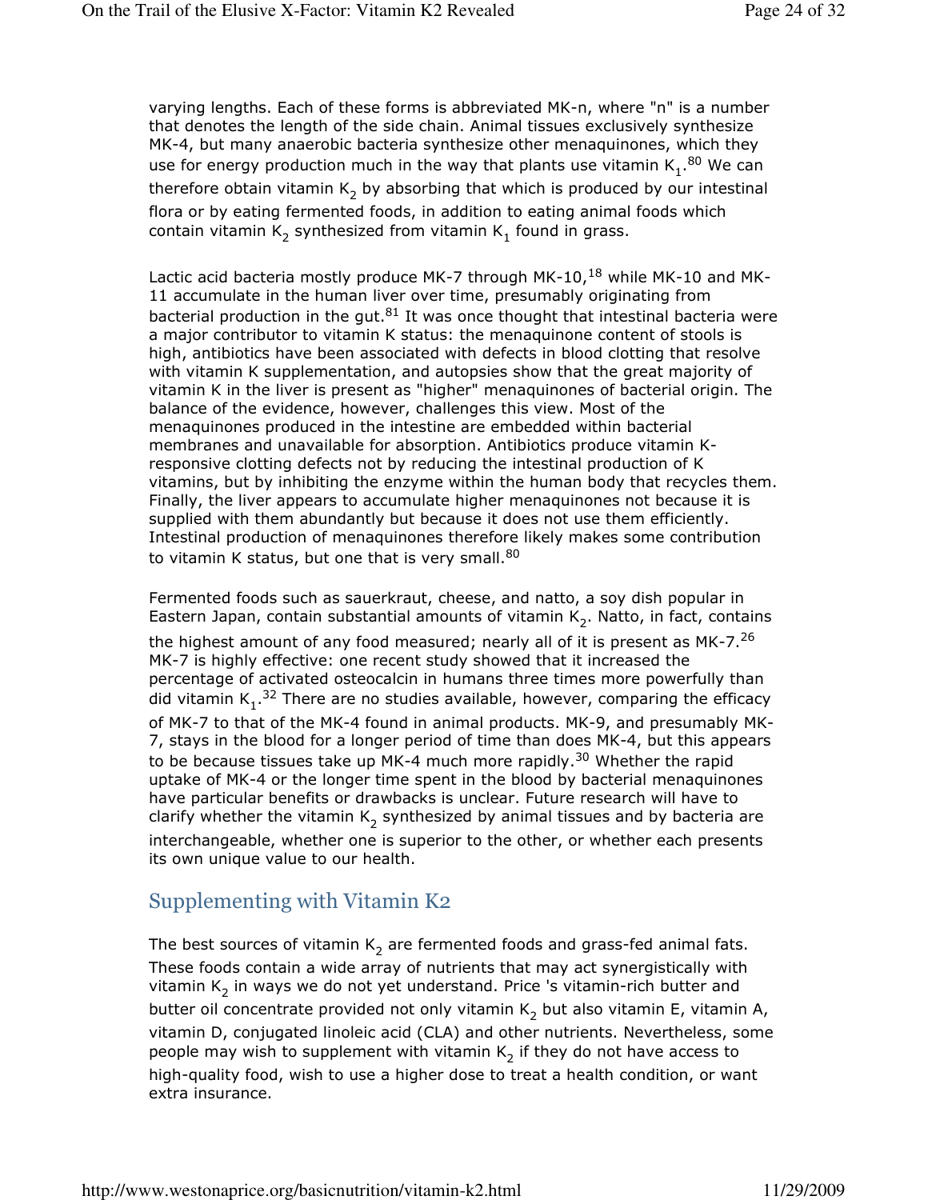varying lengths. Each of these forms is abbreviated MK-n, where "n" is a number that denotes the length of the side chain. Animal tissues exclusively synthesize MK-4, but many anaerobic bacteria synthesize other menaquinones, which they use for energy production much in the way that plants use vitamin $K_1$.[80] We can therefore obtain vitamin $K_2$ by absorbing that which is produced by our intestinal flora or by eating fermented foods, in addition to eating animal foods which contain vitamin $K_2$ synthesized from vitamin $K_1$ found in grass.

Lactic acid bacteria mostly produce MK-7 through MK-10,[18] while MK-10 and MK-11 accumulate in the human liver over time, presumably originating from bacterial production in the gut.[81] It was once thought that intestinal bacteria were a major contributor to vitamin K status: the menaquinone content of stools is high, antibiotics have been associated with defects in blood clotting that resolve with vitamin K supplementation, and autopsies show that the great majority of vitamin K in the liver is present as "higher" menaquinones of bacterial origin. The balance of the evidence, however, challenges this view. Most of the menaquinones produced in the intestine are embedded within bacterial membranes and unavailable for absorption. Antibiotics produce vitamin K-responsive clotting defects not by reducing the intestinal production of K vitamins, but by inhibiting the enzyme within the human body that recycles them. Finally, the liver appears to accumulate higher menaquinones not because it is supplied with them abundantly but because it does not use them efficiently. Intestinal production of menaquinones therefore likely makes some contribution to vitamin K status, but one that is very small.[80]

Fermented foods such as sauerkraut, cheese, and natto, a soy dish popular in Eastern Japan, contain substantial amounts of vitamin $K_2$. Natto, in fact, contains the highest amount of any food measured; nearly all of it is present as MK-7.[26] MK-7 is highly effective: one recent study showed that it increased the percentage of activated osteocalcin in humans three times more powerfully than did vitamin $K_1$.[32] There are no studies available, however, comparing the efficacy of MK-7 to that of the MK-4 found in animal products. MK-9, and presumably MK-7, stays in the blood for a longer period of time than does MK-4, but this appears to be because tissues take up MK-4 much more rapidly.[30] Whether the rapid uptake of MK-4 or the longer time spent in the blood by bacterial menaquinones have particular benefits or drawbacks is unclear. Future research will have to clarify whether the vitamin $K_2$ synthesized by animal tissues and by bacteria are interchangeable, whether one is superior to the other, or whether each presents its own unique value to our health.

## Supplementing with Vitamin K2

The best sources of vitamin $K_2$ are fermented foods and grass-fed animal fats. These foods contain a wide array of nutrients that may act synergistically with vitamin $K_2$ in ways we do not yet understand. Price 's vitamin-rich butter and butter oil concentrate provided not only vitamin $K_2$ but also vitamin E, vitamin A, vitamin D, conjugated linoleic acid (CLA) and other nutrients. Nevertheless, some people may wish to supplement with vitamin $K_2$ if they do not have access to high-quality food, wish to use a higher dose to treat a health condition, or want extra insurance.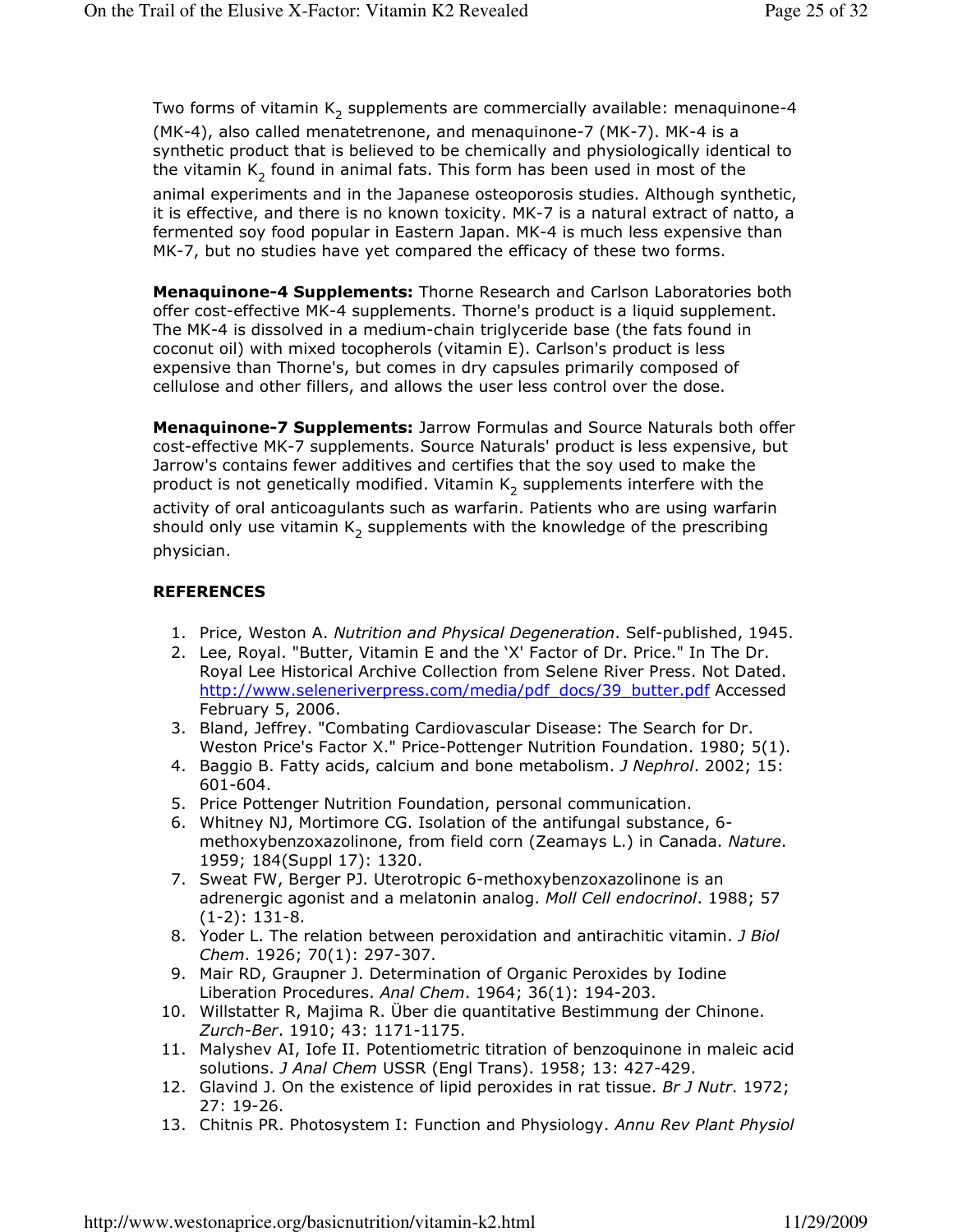Two forms of vitamin $K_2$ supplements are commercially available: menaquinone-4 (MK-4), also called menatetrenone, and menaquinone-7 (MK-7). MK-4 is a synthetic product that is believed to be chemically and physiologically identical to the vitamin $K_2$ found in animal fats. This form has been used in most of the animal experiments and in the Japanese osteoporosis studies. Although synthetic, it is effective, and there is no known toxicity. MK-7 is a natural extract of natto, a fermented soy food popular in Eastern Japan. MK-4 is much less expensive than MK-7, but no studies have yet compared the efficacy of these two forms.

**Menaquinone-4 Supplements:** Thorne Research and Carlson Laboratories both offer cost-effective MK-4 supplements. Thorne's product is a liquid supplement. The MK-4 is dissolved in a medium-chain triglyceride base (the fats found in coconut oil) with mixed tocopherols (vitamin E). Carlson's product is less expensive than Thorne's, but comes in dry capsules primarily composed of cellulose and other fillers, and allows the user less control over the dose.

**Menaquinone-7 Supplements:** Jarrow Formulas and Source Naturals both offer cost-effective MK-7 supplements. Source Naturals' product is less expensive, but Jarrow's contains fewer additives and certifies that the soy used to make the product is not genetically modified. Vitamin $K_2$ supplements interfere with the activity of oral anticoagulants such as warfarin. Patients who are using warfarin should only use vitamin $K_2$ supplements with the knowledge of the prescribing physician.

**REFERENCES**

1. Price, Weston A. *Nutrition and Physical Degeneration*. Self-published, 1945.
2. Lee, Royal. "Butter, Vitamin E and the 'X' Factor of Dr. Price." In The Dr. Royal Lee Historical Archive Collection from Selene River Press. Not Dated. http://www.seleneriverpress.com/media/pdf_docs/39_butter.pdf Accessed February 5, 2006.
3. Bland, Jeffrey. "Combating Cardiovascular Disease: The Search for Dr. Weston Price's Factor X." Price-Pottenger Nutrition Foundation. 1980; 5(1).
4. Baggio B. Fatty acids, calcium and bone metabolism. *J Nephrol*. 2002; 15: 601-604.
5. Price Pottenger Nutrition Foundation, personal communication.
6. Whitney NJ, Mortimore CG. Isolation of the antifungal substance, 6-methoxybenzoxazolinone, from field corn (Zeamays L.) in Canada. *Nature*. 1959; 184(Suppl 17): 1320.
7. Sweat FW, Berger PJ. Uterotropic 6-methoxybenzoxazolinone is an adrenergic agonist and a melatonin analog. *Moll Cell endocrinol*. 1988; 57 (1-2): 131-8.
8. Yoder L. The relation between peroxidation and antirachitic vitamin. *J Biol Chem*. 1926; 70(1): 297-307.
9. Mair RD, Graupner J. Determination of Organic Peroxides by Iodine Liberation Procedures. *Anal Chem*. 1964; 36(1): 194-203.
10. Willstatter R, Majima R. Über die quantitative Bestimmung der Chinone. *Zurch-Ber*. 1910; 43: 1171-1175.
11. Malyshev AI, Iofe II. Potentiometric titration of benzoquinone in maleic acid solutions. *J Anal Chem* USSR (Engl Trans). 1958; 13: 427-429.
12. Glavind J. On the existence of lipid peroxides in rat tissue. *Br J Nutr*. 1972; 27: 19-26.
13. Chitnis PR. Photosystem I: Function and Physiology. *Annu Rev Plant Physiol*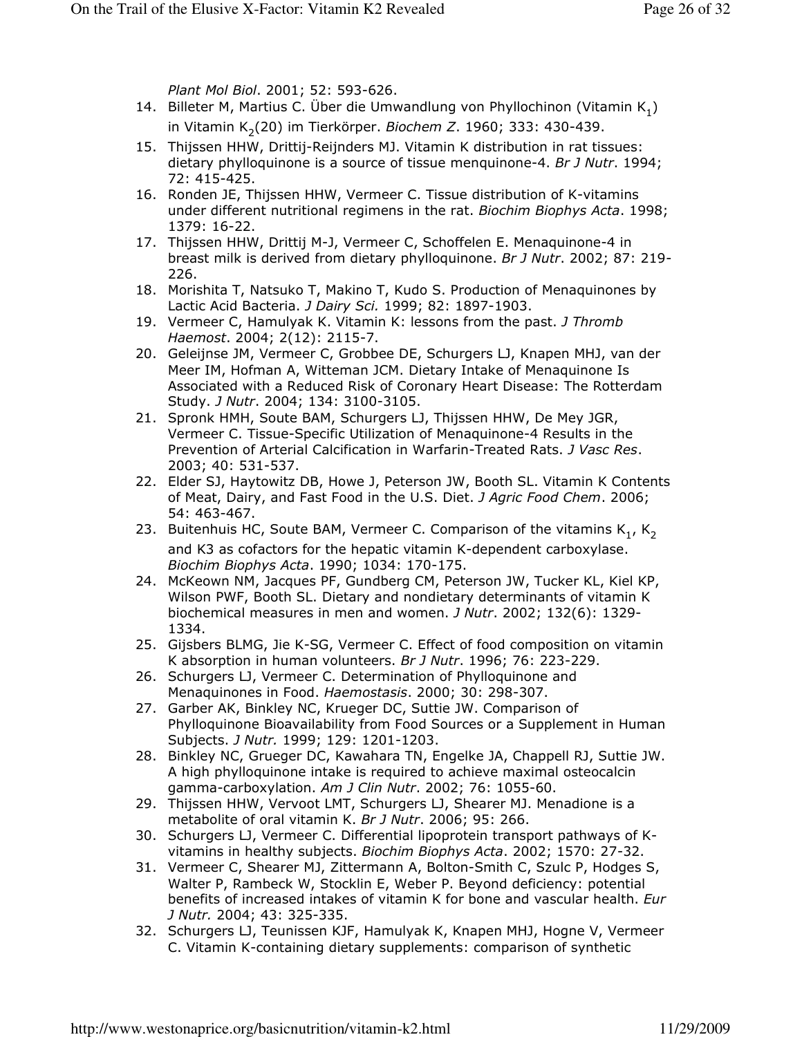*Plant Mol Biol*. 2001; 52: 593-626.

14. Billeter M, Martius C. Über die Umwandlung von Phyllochinon (Vitamin $K_1$) in Vitamin $K_2$(20) im Tierkörper. *Biochem Z*. 1960; 333: 430-439.
15. Thijssen HHW, Drittij-Reijnders MJ. Vitamin K distribution in rat tissues: dietary phylloquinone is a source of tissue menquinone-4. *Br J Nutr*. 1994; 72: 415-425.
16. Ronden JE, Thijssen HHW, Vermeer C. Tissue distribution of K-vitamins under different nutritional regimens in the rat. *Biochim Biophys Acta*. 1998; 1379: 16-22.
17. Thijssen HHW, Drittij M-J, Vermeer C, Schoffelen E. Menaquinone-4 in breast milk is derived from dietary phylloquinone. *Br J Nutr*. 2002; 87: 219-226.
18. Morishita T, Natsuko T, Makino T, Kudo S. Production of Menaquinones by Lactic Acid Bacteria. *J Dairy Sci.* 1999; 82: 1897-1903.
19. Vermeer C, Hamulyak K. Vitamin K: lessons from the past. *J Thromb Haemost*. 2004; 2(12): 2115-7.
20. Geleijnse JM, Vermeer C, Grobbee DE, Schurgers LJ, Knapen MHJ, van der Meer IM, Hofman A, Witteman JCM. Dietary Intake of Menaquinone Is Associated with a Reduced Risk of Coronary Heart Disease: The Rotterdam Study. *J Nutr*. 2004; 134: 3100-3105.
21. Spronk HMH, Soute BAM, Schurgers LJ, Thijssen HHW, De Mey JGR, Vermeer C. Tissue-Specific Utilization of Menaquinone-4 Results in the Prevention of Arterial Calcification in Warfarin-Treated Rats. *J Vasc Res*. 2003; 40: 531-537.
22. Elder SJ, Haytowitz DB, Howe J, Peterson JW, Booth SL. Vitamin K Contents of Meat, Dairy, and Fast Food in the U.S. Diet. *J Agric Food Chem*. 2006; 54: 463-467.
23. Buitenhuis HC, Soute BAM, Vermeer C. Comparison of the vitamins $K_1$, $K_2$ and K3 as cofactors for the hepatic vitamin K-dependent carboxylase. *Biochim Biophys Acta*. 1990; 1034: 170-175.
24. McKeown NM, Jacques PF, Gundberg CM, Peterson JW, Tucker KL, Kiel KP, Wilson PWF, Booth SL. Dietary and nondietary determinants of vitamin K biochemical measures in men and women. *J Nutr*. 2002; 132(6): 1329-1334.
25. Gijsbers BLMG, Jie K-SG, Vermeer C. Effect of food composition on vitamin K absorption in human volunteers. *Br J Nutr*. 1996; 76: 223-229.
26. Schurgers LJ, Vermeer C. Determination of Phylloquinone and Menaquinones in Food. *Haemostasis*. 2000; 30: 298-307.
27. Garber AK, Binkley NC, Krueger DC, Suttie JW. Comparison of Phylloquinone Bioavailability from Food Sources or a Supplement in Human Subjects. *J Nutr.* 1999; 129: 1201-1203.
28. Binkley NC, Grueger DC, Kawahara TN, Engelke JA, Chappell RJ, Suttie JW. A high phylloquinone intake is required to achieve maximal osteocalcin gamma-carboxylation. *Am J Clin Nutr*. 2002; 76: 1055-60.
29. Thijssen HHW, Vervoot LMT, Schurgers LJ, Shearer MJ. Menadione is a metabolite of oral vitamin K. *Br J Nutr*. 2006; 95: 266.
30. Schurgers LJ, Vermeer C. Differential lipoprotein transport pathways of K-vitamins in healthy subjects. *Biochim Biophys Acta*. 2002; 1570: 27-32.
31. Vermeer C, Shearer MJ, Zittermann A, Bolton-Smith C, Szulc P, Hodges S, Walter P, Rambeck W, Stocklin E, Weber P. Beyond deficiency: potential benefits of increased intakes of vitamin K for bone and vascular health. *Eur J Nutr.* 2004; 43: 325-335.
32. Schurgers LJ, Teunissen KJF, Hamulyak K, Knapen MHJ, Hogne V, Vermeer C. Vitamin K-containing dietary supplements: comparison of synthetic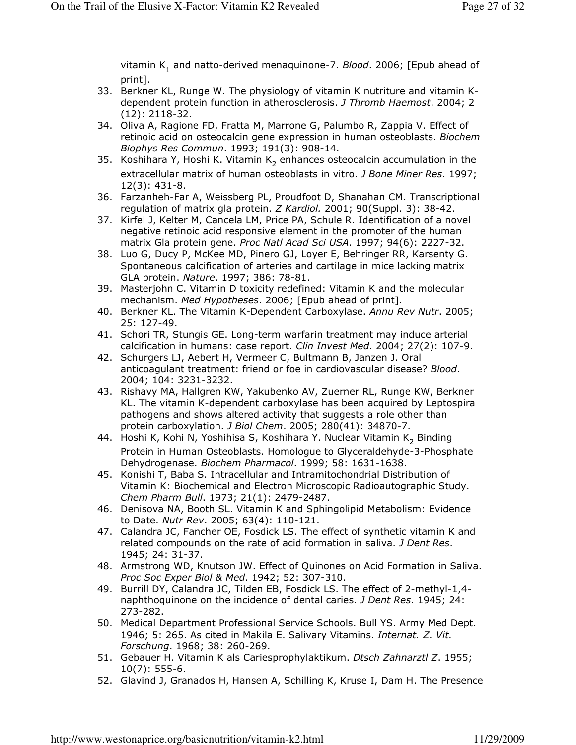vitamin $K_1$ and natto-derived menaquinone-7. *Blood*. 2006; [Epub ahead of print].

33. Berkner KL, Runge W. The physiology of vitamin K nutriture and vitamin K-dependent protein function in atherosclerosis. *J Thromb Haemost*. 2004; 2 (12): 2118-32.
34. Oliva A, Ragione FD, Fratta M, Marrone G, Palumbo R, Zappia V. Effect of retinoic acid on osteocalcin gene expression in human osteoblasts. *Biochem Biophys Res Commun*. 1993; 191(3): 908-14.
35. Koshihara Y, Hoshi K. Vitamin $K_2$ enhances osteocalcin accumulation in the extracellular matrix of human osteoblasts in vitro. *J Bone Miner Res*. 1997; 12(3): 431-8.
36. Farzanheh-Far A, Weissberg PL, Proudfoot D, Shanahan CM. Transcriptional regulation of matrix gla protein. *Z Kardiol.* 2001; 90(Suppl. 3): 38-42.
37. Kirfel J, Kelter M, Cancela LM, Price PA, Schule R. Identification of a novel negative retinoic acid responsive element in the promoter of the human matrix Gla protein gene. *Proc Natl Acad Sci USA*. 1997; 94(6): 2227-32.
38. Luo G, Ducy P, McKee MD, Pinero GJ, Loyer E, Behringer RR, Karsenty G. Spontaneous calcification of arteries and cartilage in mice lacking matrix GLA protein. *Nature*. 1997; 386: 78-81.
39. Masterjohn C. Vitamin D toxicity redefined: Vitamin K and the molecular mechanism. *Med Hypotheses*. 2006; [Epub ahead of print].
40. Berkner KL. The Vitamin K-Dependent Carboxylase. *Annu Rev Nutr*. 2005; 25: 127-49.
41. Schori TR, Stungis GE. Long-term warfarin treatment may induce arterial calcification in humans: case report. *Clin Invest Med*. 2004; 27(2): 107-9.
42. Schurgers LJ, Aebert H, Vermeer C, Bultmann B, Janzen J. Oral anticoagulant treatment: friend or foe in cardiovascular disease? *Blood*. 2004; 104: 3231-3232.
43. Rishavy MA, Hallgren KW, Yakubenko AV, Zuerner RL, Runge KW, Berkner KL. The vitamin K-dependent carboxylase has been acquired by Leptospira pathogens and shows altered activity that suggests a role other than protein carboxylation. *J Biol Chem*. 2005; 280(41): 34870-7.
44. Hoshi K, Kohi N, Yoshihisa S, Koshihara Y. Nuclear Vitamin $K_2$ Binding Protein in Human Osteoblasts. Homologue to Glyceraldehyde-3-Phosphate Dehydrogenase. *Biochem Pharmacol*. 1999; 58: 1631-1638.
45. Konishi T, Baba S. Intracellular and Intramitochondrial Distribution of Vitamin K: Biochemical and Electron Microscopic Radioautographic Study. *Chem Pharm Bull*. 1973; 21(1): 2479-2487.
46. Denisova NA, Booth SL. Vitamin K and Sphingolipid Metabolism: Evidence to Date. *Nutr Rev*. 2005; 63(4): 110-121.
47. Calandra JC, Fancher OE, Fosdick LS. The effect of synthetic vitamin K and related compounds on the rate of acid formation in saliva. *J Dent Res*. 1945; 24: 31-37.
48. Armstrong WD, Knutson JW. Effect of Quinones on Acid Formation in Saliva. *Proc Soc Exper Biol & Med*. 1942; 52: 307-310.
49. Burrill DY, Calandra JC, Tilden EB, Fosdick LS. The effect of 2-methyl-1,4-naphthoquinone on the incidence of dental caries. *J Dent Res*. 1945; 24: 273-282.
50. Medical Department Professional Service Schools. Bull YS. Army Med Dept. 1946; 5: 265. As cited in Makila E. Salivary Vitamins. *Internat. Z. Vit. Forschung*. 1968; 38: 260-269.
51. Gebauer H. Vitamin K als Cariesprophylaktikum. *Dtsch Zahnarztl Z*. 1955; 10(7): 555-6.
52. Glavind J, Granados H, Hansen A, Schilling K, Kruse I, Dam H. The Presence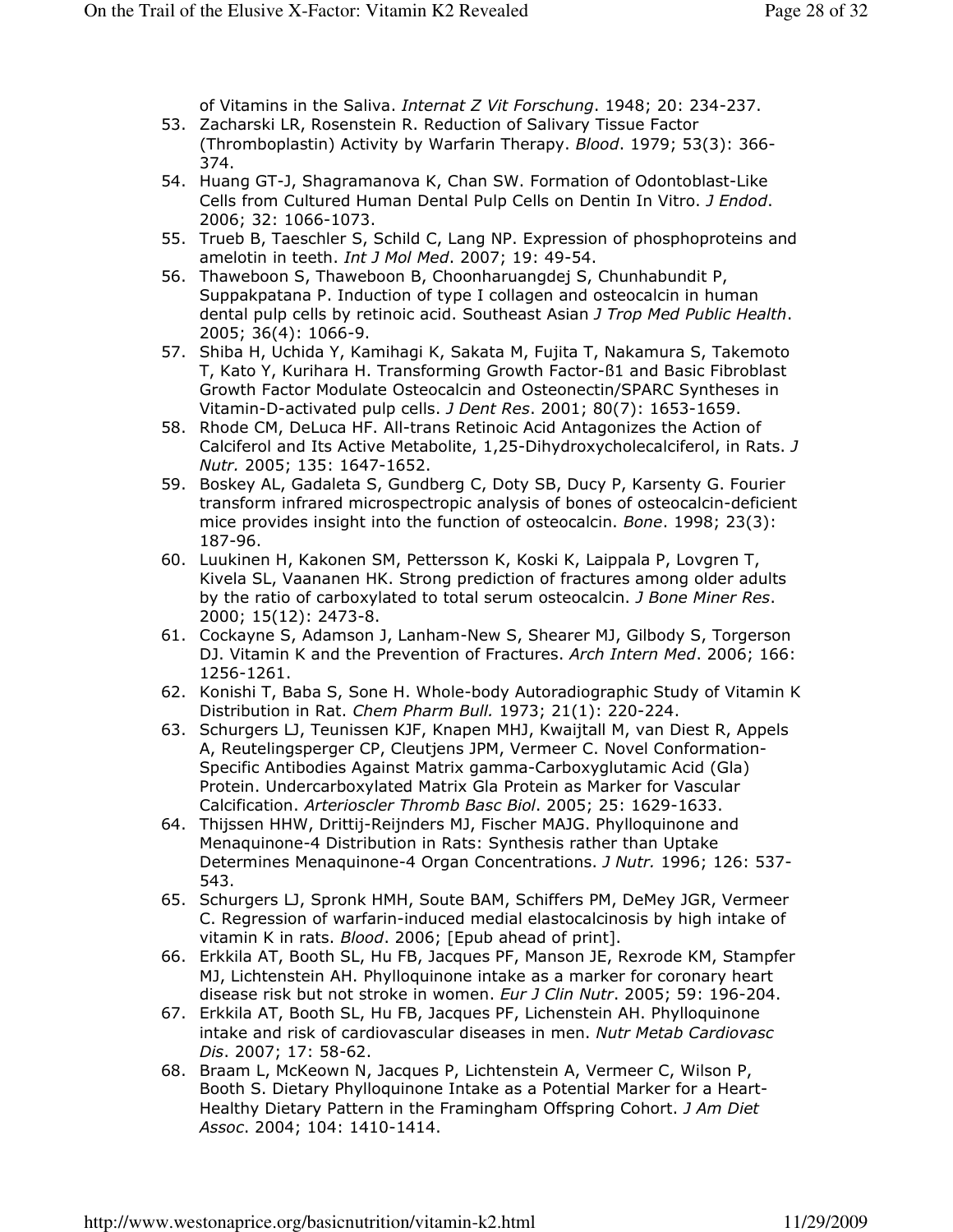of Vitamins in the Saliva. *Internat Z Vit Forschung*. 1948; 20: 234-237.

53. Zacharski LR, Rosenstein R. Reduction of Salivary Tissue Factor (Thromboplastin) Activity by Warfarin Therapy. *Blood*. 1979; 53(3): 366-374.
54. Huang GT-J, Shagramanova K, Chan SW. Formation of Odontoblast-Like Cells from Cultured Human Dental Pulp Cells on Dentin In Vitro. *J Endod*. 2006; 32: 1066-1073.
55. Trueb B, Taeschler S, Schild C, Lang NP. Expression of phosphoproteins and amelotin in teeth. *Int J Mol Med*. 2007; 19: 49-54.
56. Thaweboon S, Thaweboon B, Choonharuangdej S, Chunhabundit P, Suppakpatana P. Induction of type I collagen and osteocalcin in human dental pulp cells by retinoic acid. Southeast Asian *J Trop Med Public Health*. 2005; 36(4): 1066-9.
57. Shiba H, Uchida Y, Kamihagi K, Sakata M, Fujita T, Nakamura S, Takemoto T, Kato Y, Kurihara H. Transforming Growth Factor-ß1 and Basic Fibroblast Growth Factor Modulate Osteocalcin and Osteonectin/SPARC Syntheses in Vitamin-D-activated pulp cells. *J Dent Res*. 2001; 80(7): 1653-1659.
58. Rhode CM, DeLuca HF. All-trans Retinoic Acid Antagonizes the Action of Calciferol and Its Active Metabolite, 1,25-Dihydroxycholecalciferol, in Rats. *J Nutr.* 2005; 135: 1647-1652.
59. Boskey AL, Gadaleta S, Gundberg C, Doty SB, Ducy P, Karsenty G. Fourier transform infrared microspectropic analysis of bones of osteocalcin-deficient mice provides insight into the function of osteocalcin. *Bone*. 1998; 23(3): 187-96.
60. Luukinen H, Kakonen SM, Pettersson K, Koski K, Laippala P, Lovgren T, Kivela SL, Vaananen HK. Strong prediction of fractures among older adults by the ratio of carboxylated to total serum osteocalcin. *J Bone Miner Res*. 2000; 15(12): 2473-8.
61. Cockayne S, Adamson J, Lanham-New S, Shearer MJ, Gilbody S, Torgerson DJ. Vitamin K and the Prevention of Fractures. *Arch Intern Med*. 2006; 166: 1256-1261.
62. Konishi T, Baba S, Sone H. Whole-body Autoradiographic Study of Vitamin K Distribution in Rat. *Chem Pharm Bull.* 1973; 21(1): 220-224.
63. Schurgers LJ, Teunissen KJF, Knapen MHJ, Kwaijtall M, van Diest R, Appels A, Reutelingsperger CP, Cleutjens JPM, Vermeer C. Novel Conformation-Specific Antibodies Against Matrix gamma-Carboxyglutamic Acid (Gla) Protein. Undercarboxylated Matrix Gla Protein as Marker for Vascular Calcification. *Arterioscler Thromb Basc Biol*. 2005; 25: 1629-1633.
64. Thijssen HHW, Drittij-Reijnders MJ, Fischer MAJG. Phylloquinone and Menaquinone-4 Distribution in Rats: Synthesis rather than Uptake Determines Menaquinone-4 Organ Concentrations. *J Nutr.* 1996; 126: 537-543.
65. Schurgers LJ, Spronk HMH, Soute BAM, Schiffers PM, DeMey JGR, Vermeer C. Regression of warfarin-induced medial elastocalcinosis by high intake of vitamin K in rats. *Blood*. 2006; [Epub ahead of print].
66. Erkkila AT, Booth SL, Hu FB, Jacques PF, Manson JE, Rexrode KM, Stampfer MJ, Lichtenstein AH. Phylloquinone intake as a marker for coronary heart disease risk but not stroke in women. *Eur J Clin Nutr*. 2005; 59: 196-204.
67. Erkkila AT, Booth SL, Hu FB, Jacques PF, Lichenstein AH. Phylloquinone intake and risk of cardiovascular diseases in men. *Nutr Metab Cardiovasc Dis*. 2007; 17: 58-62.
68. Braam L, McKeown N, Jacques P, Lichtenstein A, Vermeer C, Wilson P, Booth S. Dietary Phylloquinone Intake as a Potential Marker for a Heart-Healthy Dietary Pattern in the Framingham Offspring Cohort. *J Am Diet Assoc*. 2004; 104: 1410-1414.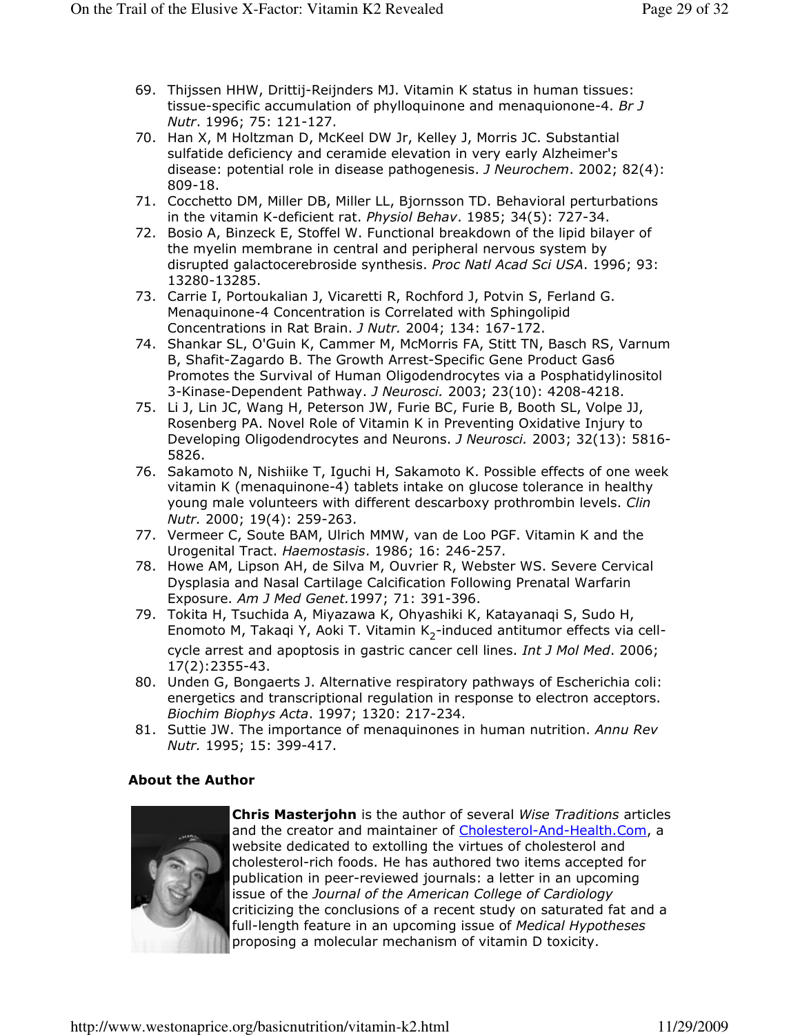69. Thijssen HHW, Drittij-Reijnders MJ. Vitamin K status in human tissues: tissue-specific accumulation of phylloquinone and menaquionone-4. *Br J Nutr*. 1996; 75: 121-127.
70. Han X, M Holtzman D, McKeel DW Jr, Kelley J, Morris JC. Substantial sulfatide deficiency and ceramide elevation in very early Alzheimer's disease: potential role in disease pathogenesis. *J Neurochem*. 2002; 82(4): 809-18.
71. Cocchetto DM, Miller DB, Miller LL, Bjornsson TD. Behavioral perturbations in the vitamin K-deficient rat. *Physiol Behav*. 1985; 34(5): 727-34.
72. Bosio A, Binzeck E, Stoffel W. Functional breakdown of the lipid bilayer of the myelin membrane in central and peripheral nervous system by disrupted galactocerebroside synthesis. *Proc Natl Acad Sci USA*. 1996; 93: 13280-13285.
73. Carrie I, Portoukalian J, Vicaretti R, Rochford J, Potvin S, Ferland G. Menaquinone-4 Concentration is Correlated with Sphingolipid Concentrations in Rat Brain. *J Nutr.* 2004; 134: 167-172.
74. Shankar SL, O'Guin K, Cammer M, McMorris FA, Stitt TN, Basch RS, Varnum B, Shafit-Zagardo B. The Growth Arrest-Specific Gene Product Gas6 Promotes the Survival of Human Oligodendrocytes via a Posphatidylinositol 3-Kinase-Dependent Pathway. *J Neurosci.* 2003; 23(10): 4208-4218.
75. Li J, Lin JC, Wang H, Peterson JW, Furie BC, Furie B, Booth SL, Volpe JJ, Rosenberg PA. Novel Role of Vitamin K in Preventing Oxidative Injury to Developing Oligodendrocytes and Neurons. *J Neurosci.* 2003; 32(13): 5816-5826.
76. Sakamoto N, Nishiike T, Iguchi H, Sakamoto K. Possible effects of one week vitamin K (menaquinone-4) tablets intake on glucose tolerance in healthy young male volunteers with different descarboxy prothrombin levels. *Clin Nutr.* 2000; 19(4): 259-263.
77. Vermeer C, Soute BAM, Ulrich MMW, van de Loo PGF. Vitamin K and the Urogenital Tract. *Haemostasis*. 1986; 16: 246-257.
78. Howe AM, Lipson AH, de Silva M, Ouvrier R, Webster WS. Severe Cervical Dysplasia and Nasal Cartilage Calcification Following Prenatal Warfarin Exposure. *Am J Med Genet.*1997; 71: 391-396.
79. Tokita H, Tsuchida A, Miyazawa K, Ohyashiki K, Katayanaqi S, Sudo H, Enomoto M, Takaqi Y, Aoki T. Vitamin $K_2$-induced antitumor effects via cell-cycle arrest and apoptosis in gastric cancer cell lines. *Int J Mol Med*. 2006; 17(2):2355-43.
80. Unden G, Bongaerts J. Alternative respiratory pathways of Escherichia coli: energetics and transcriptional regulation in response to electron acceptors. *Biochim Biophys Acta*. 1997; 1320: 217-234.
81. Suttie JW. The importance of menaquinones in human nutrition. *Annu Rev Nutr.* 1995; 15: 399-417.

**About the Author**

**Chris Masterjohn** is the author of several *Wise Traditions* articles and the creator and maintainer of Cholesterol-And-Health.Com, a website dedicated to extolling the virtues of cholesterol and cholesterol-rich foods. He has authored two items accepted for publication in peer-reviewed journals: a letter in an upcoming issue of the *Journal of the American College of Cardiology* criticizing the conclusions of a recent study on saturated fat and a full-length feature in an upcoming issue of *Medical Hypotheses* proposing a molecular mechanism of vitamin D toxicity.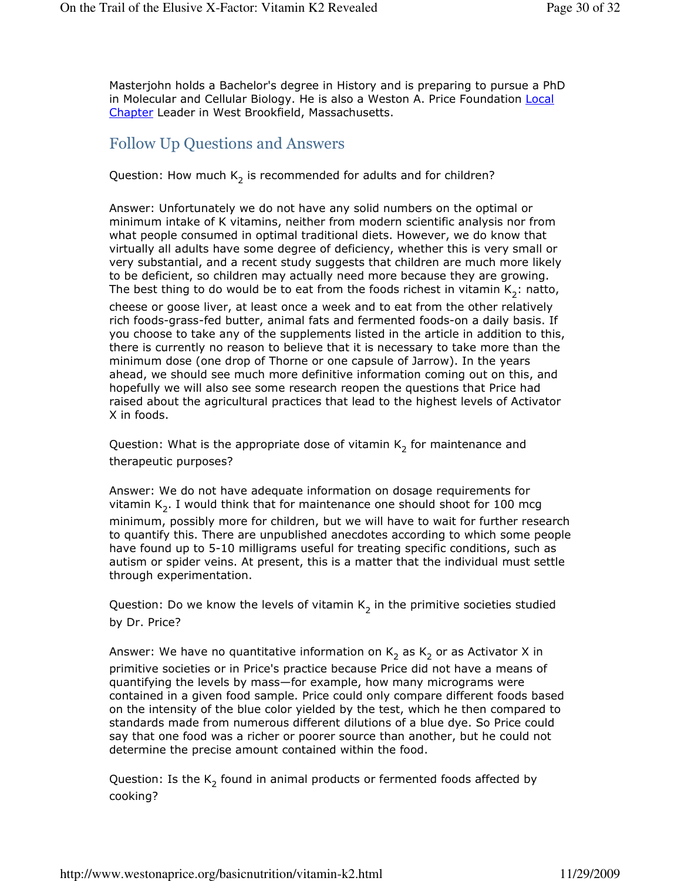Masterjohn holds a Bachelor's degree in History and is preparing to pursue a PhD in Molecular and Cellular Biology. He is also a Weston A. Price Foundation Local Chapter Leader in West Brookfield, Massachusetts.

## Follow Up Questions and Answers

Question: How much $K_2$ is recommended for adults and for children?

Answer: Unfortunately we do not have any solid numbers on the optimal or minimum intake of K vitamins, neither from modern scientific analysis nor from what people consumed in optimal traditional diets. However, we do know that virtually all adults have some degree of deficiency, whether this is very small or very substantial, and a recent study suggests that children are much more likely to be deficient, so children may actually need more because they are growing. The best thing to do would be to eat from the foods richest in vitamin $K_2$: natto, cheese or goose liver, at least once a week and to eat from the other relatively rich foods-grass-fed butter, animal fats and fermented foods-on a daily basis. If you choose to take any of the supplements listed in the article in addition to this, there is currently no reason to believe that it is necessary to take more than the minimum dose (one drop of Thorne or one capsule of Jarrow). In the years ahead, we should see much more definitive information coming out on this, and hopefully we will also see some research reopen the questions that Price had raised about the agricultural practices that lead to the highest levels of Activator X in foods.

Question: What is the appropriate dose of vitamin $K_2$ for maintenance and therapeutic purposes?

Answer: We do not have adequate information on dosage requirements for vitamin $K_2$. I would think that for maintenance one should shoot for 100 mcg minimum, possibly more for children, but we will have to wait for further research to quantify this. There are unpublished anecdotes according to which some people have found up to 5-10 milligrams useful for treating specific conditions, such as autism or spider veins. At present, this is a matter that the individual must settle through experimentation.

Question: Do we know the levels of vitamin $K_2$ in the primitive societies studied by Dr. Price?

Answer: We have no quantitative information on $K_2$ as $K_2$ or as Activator X in primitive societies or in Price's practice because Price did not have a means of quantifying the levels by mass—for example, how many micrograms were contained in a given food sample. Price could only compare different foods based on the intensity of the blue color yielded by the test, which he then compared to standards made from numerous different dilutions of a blue dye. So Price could say that one food was a richer or poorer source than another, but he could not determine the precise amount contained within the food.

Question: Is the $K_2$ found in animal products or fermented foods affected by cooking?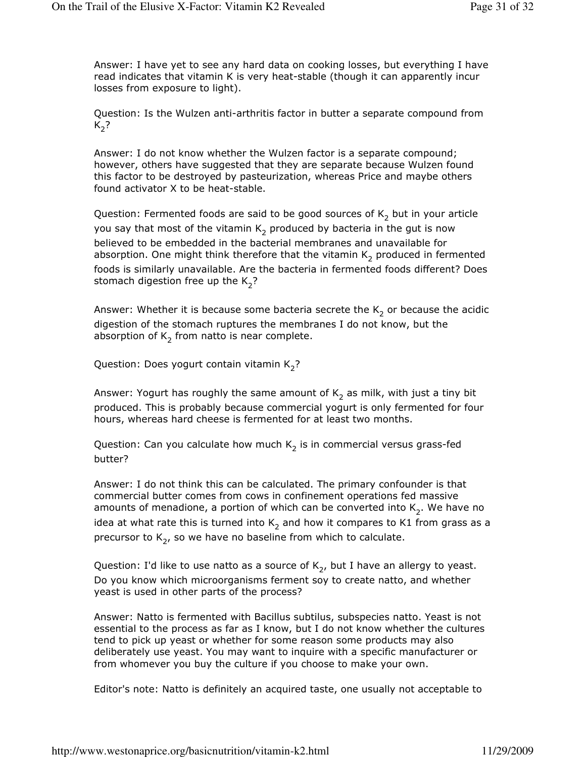Answer: I have yet to see any hard data on cooking losses, but everything I have read indicates that vitamin K is very heat-stable (though it can apparently incur losses from exposure to light).

Question: Is the Wulzen anti-arthritis factor in butter a separate compound from $K_2$?

Answer: I do not know whether the Wulzen factor is a separate compound; however, others have suggested that they are separate because Wulzen found this factor to be destroyed by pasteurization, whereas Price and maybe others found activator X to be heat-stable.

Question: Fermented foods are said to be good sources of $K_2$ but in your article you say that most of the vitamin $K_2$ produced by bacteria in the gut is now believed to be embedded in the bacterial membranes and unavailable for absorption. One might think therefore that the vitamin $K_2$ produced in fermented foods is similarly unavailable. Are the bacteria in fermented foods different? Does stomach digestion free up the $K_2$?

Answer: Whether it is because some bacteria secrete the $K_2$ or because the acidic digestion of the stomach ruptures the membranes I do not know, but the absorption of $K_2$ from natto is near complete.

Question: Does yogurt contain vitamin $K_2$?

Answer: Yogurt has roughly the same amount of $K_2$ as milk, with just a tiny bit produced. This is probably because commercial yogurt is only fermented for four hours, whereas hard cheese is fermented for at least two months.

Question: Can you calculate how much $K_2$ is in commercial versus grass-fed butter?

Answer: I do not think this can be calculated. The primary confounder is that commercial butter comes from cows in confinement operations fed massive amounts of menadione, a portion of which can be converted into $K_2$. We have no idea at what rate this is turned into $K_2$ and how it compares to K1 from grass as a precursor to $K_2$, so we have no baseline from which to calculate.

Question: I'd like to use natto as a source of $K_2$, but I have an allergy to yeast. Do you know which microorganisms ferment soy to create natto, and whether yeast is used in other parts of the process?

Answer: Natto is fermented with Bacillus subtilus, subspecies natto. Yeast is not essential to the process as far as I know, but I do not know whether the cultures tend to pick up yeast or whether for some reason some products may also deliberately use yeast. You may want to inquire with a specific manufacturer or from whomever you buy the culture if you choose to make your own.

Editor's note: Natto is definitely an acquired taste, one usually not acceptable to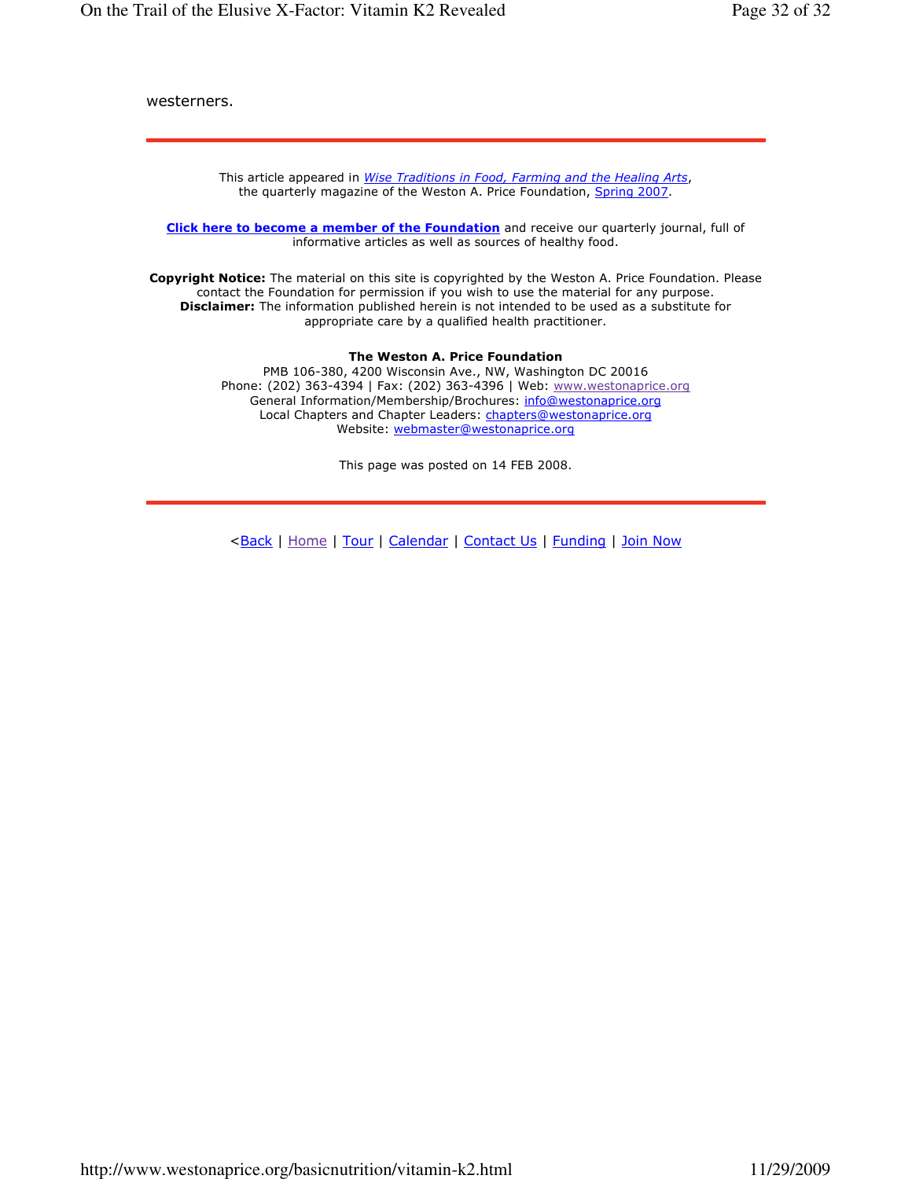westerners.

---

This article appeared in *Wise Traditions in Food, Farming and the Healing Arts*, the quarterly magazine of the Weston A. Price Foundation, Spring 2007.

**Click here to become a member of the Foundation** and receive our quarterly journal, full of informative articles as well as sources of healthy food.

**Copyright Notice:** The material on this site is copyrighted by the Weston A. Price Foundation. Please contact the Foundation for permission if you wish to use the material for any purpose.
**Disclaimer:** The information published herein is not intended to be used as a substitute for appropriate care by a qualified health practitioner.

**The Weston A. Price Foundation**
PMB 106-380, 4200 Wisconsin Ave., NW, Washington DC 20016
Phone: (202) 363-4394 | Fax: (202) 363-4396 | Web: www.westonaprice.org
General Information/Membership/Brochures: info@westonaprice.org
Local Chapters and Chapter Leaders: chapters@westonaprice.org
Website: webmaster@westonaprice.org

This page was posted on 14 FEB 2008.

---

<Back | Home | Tour | Calendar | Contact Us | Funding | Join Now